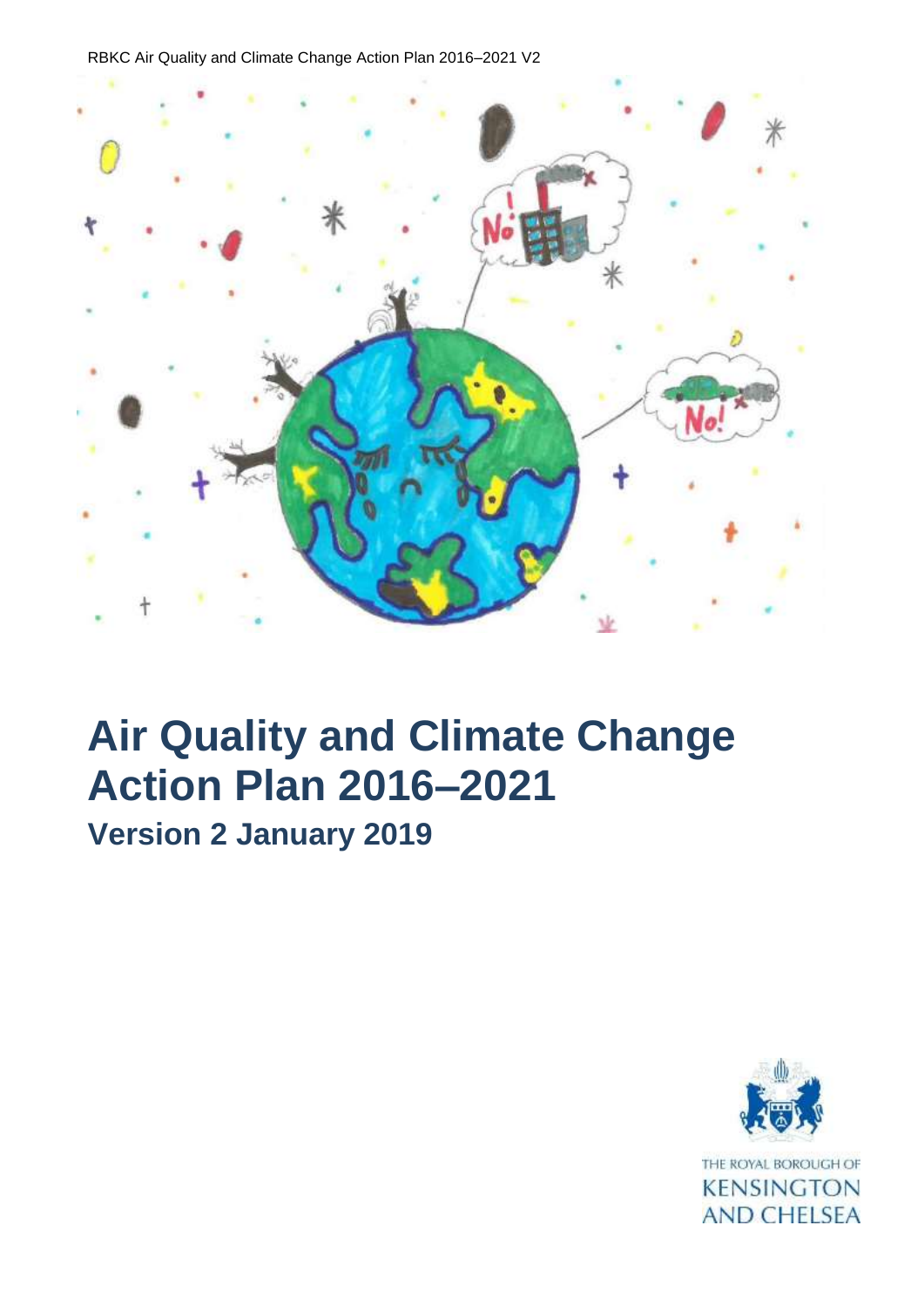# Air Quality and Climate Change Action Plan 2016–2021

## Version 2 January 2019

THE ROYAL BOROUGH OF KENSINGTON AND CHELSEA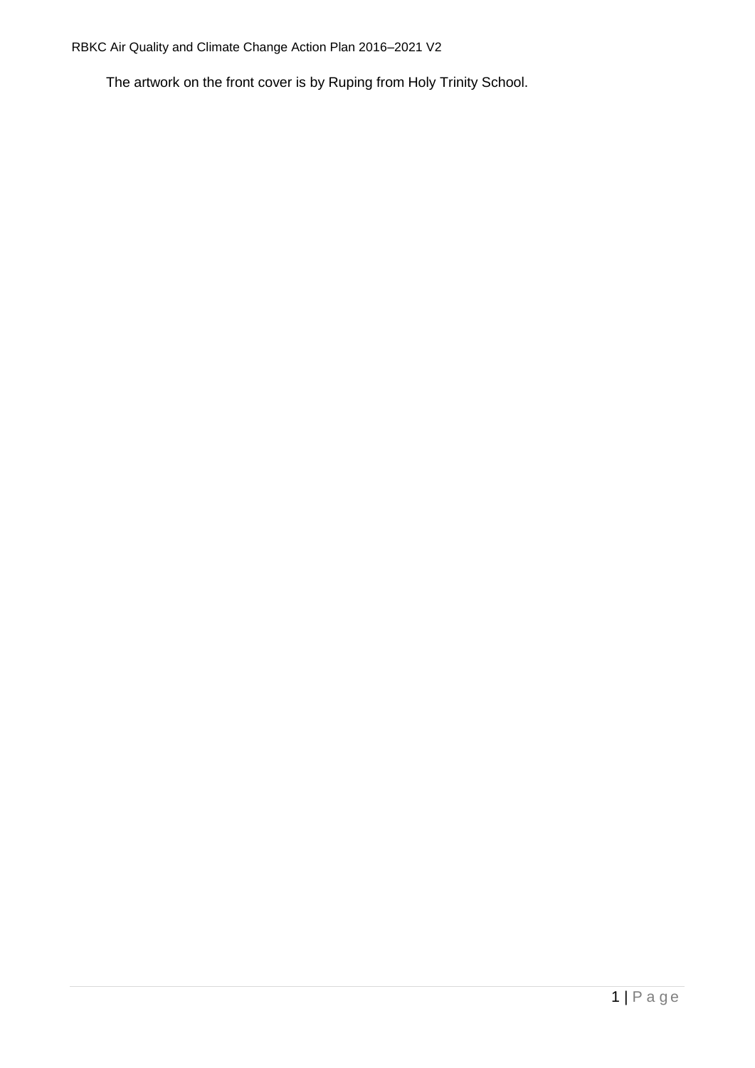The artwork on the front cover is by Ruping from Holy Trinity School.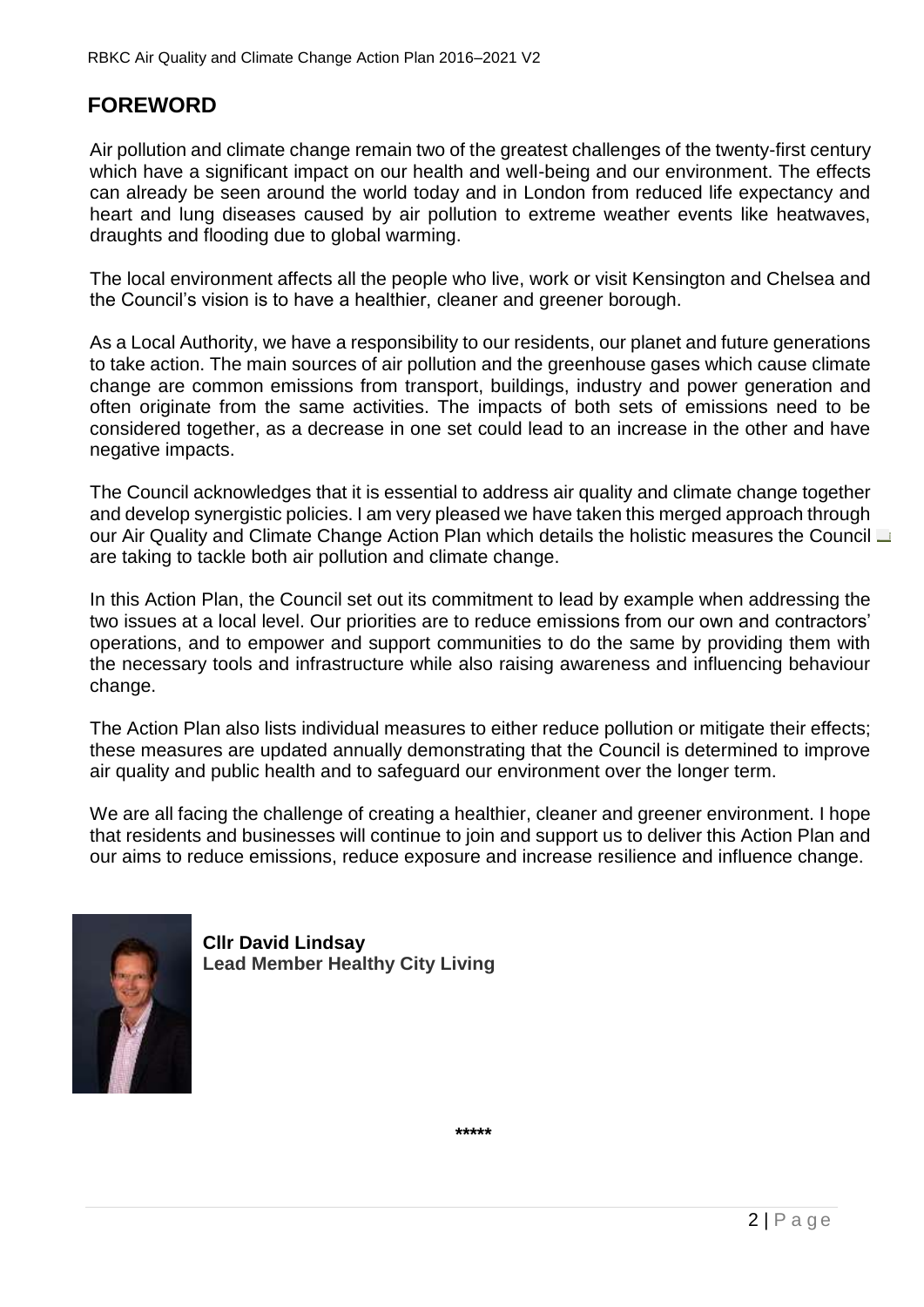# FOREWORD

Air pollution and climate change remain two of the greatest challenges of the twenty-first century which have a significant impact on our health and well-being and our environment. The effects can already be seen around the world today and in London from reduced life expectancy and heart and lung diseases caused by air pollution to extreme weather events like heatwaves, draughts and flooding due to global warming.

The local environment affects all the people who live, work or visit Kensington and Chelsea and the Council's vision is to have a healthier, cleaner and greener borough.

As a Local Authority, we have a responsibility to our residents, our planet and future generations to take action. The main sources of air pollution and the greenhouse gases which cause climate change are common emissions from transport, buildings, industry and power generation and often originate from the same activities. The impacts of both sets of emissions need to be considered together, as a decrease in one set could lead to an increase in the other and have negative impacts.

The Council acknowledges that it is essential to address air quality and climate change together and develop synergistic policies. I am very pleased we have taken this merged approach through our Air Quality and Climate Change Action Plan which details the holistic measures the Council are taking to tackle both air pollution and climate change.

In this Action Plan, the Council set out its commitment to lead by example when addressing the two issues at a local level. Our priorities are to reduce emissions from our own and contractors' operations, and to empower and support communities to do the same by providing them with the necessary tools and infrastructure while also raising awareness and influencing behaviour change.

The Action Plan also lists individual measures to either reduce pollution or mitigate their effects; these measures are updated annually demonstrating that the Council is determined to improve air quality and public health and to safeguard our environment over the longer term.

We are all facing the challenge of creating a healthier, cleaner and greener environment. I hope that residents and businesses will continue to join and support us to deliver this Action Plan and our aims to reduce emissions, reduce exposure and increase resilience and influence change.

**Cllr David Lindsay**
**Lead Member Healthy City Living**

*****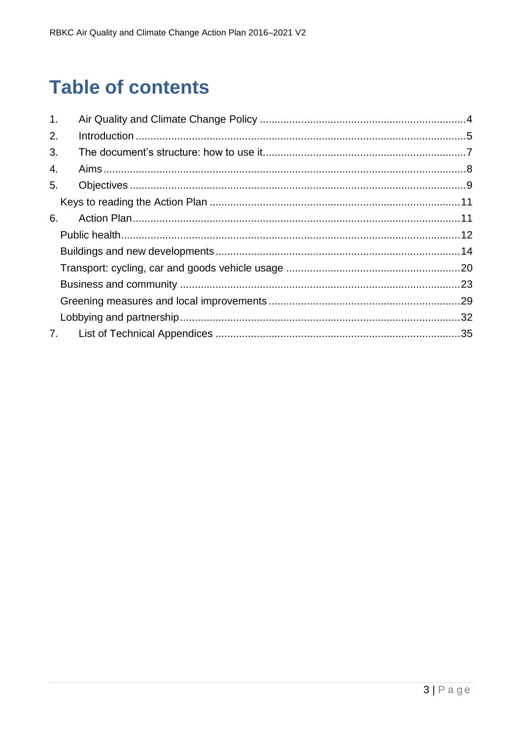# Table of contents

1. Air Quality and Climate Change Policy ..................................................................... 4
2. Introduction .............................................................................................................. 5
3. The document's structure: how to use it.................................................................... 7
4. Aims .......................................................................................................................... 8
5. Objectives ................................................................................................................. 9

   Keys to reading the Action Plan .................................................................................. 11

6. Action Plan ............................................................................................................... 11

   Public health ............................................................................................................... 12

   Buildings and new developments ................................................................................. 14

   Transport: cycling, car and goods vehicle usage ........................................................... 20

   Business and community .............................................................................................. 23

   Greening measures and local improvements ................................................................ 29

   Lobbying and partnership ............................................................................................. 32

7. List of Technical Appendices ..................................................................................... 35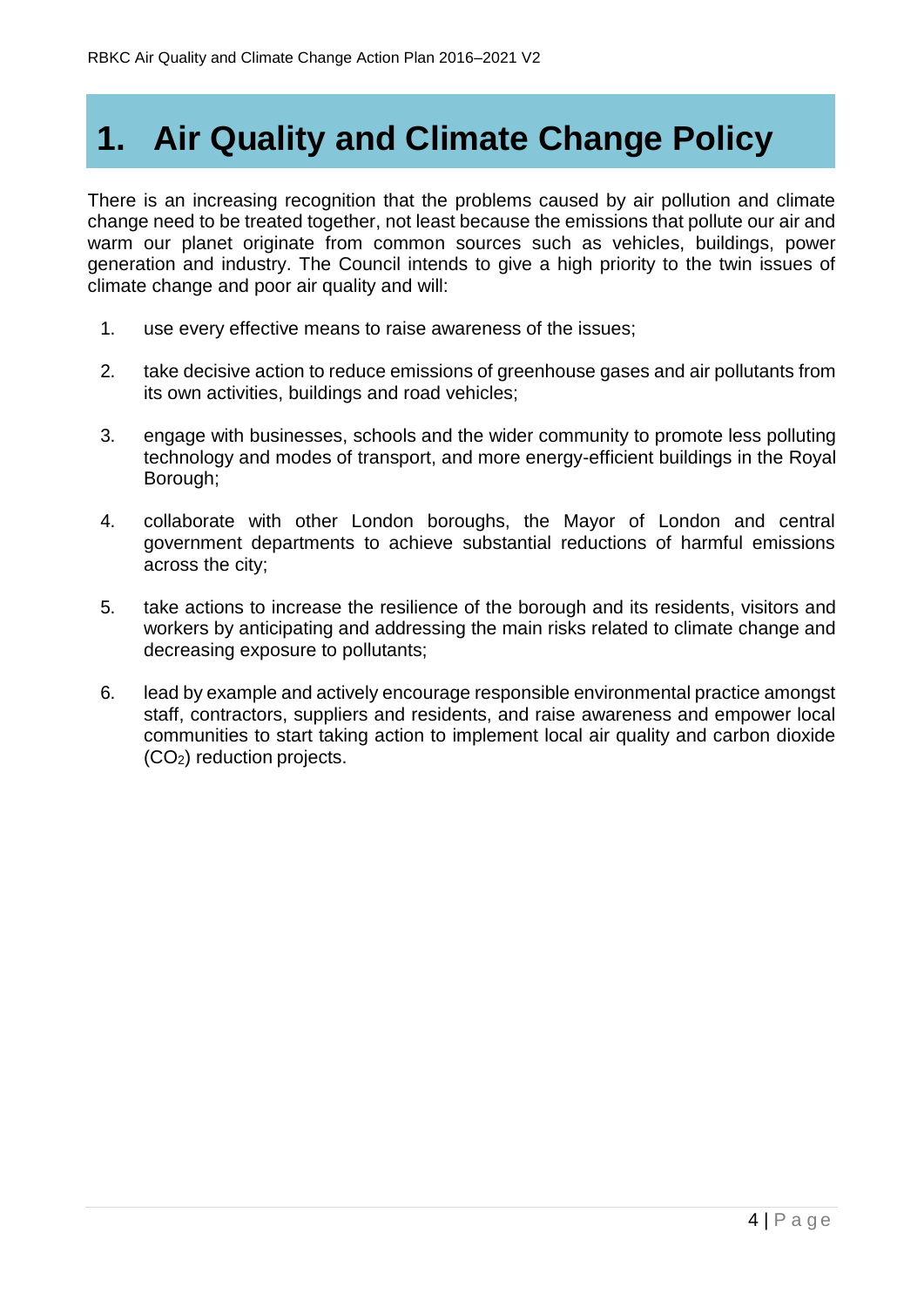# 1. Air Quality and Climate Change Policy

There is an increasing recognition that the problems caused by air pollution and climate change need to be treated together, not least because the emissions that pollute our air and warm our planet originate from common sources such as vehicles, buildings, power generation and industry. The Council intends to give a high priority to the twin issues of climate change and poor air quality and will:

1. use every effective means to raise awareness of the issues;
2. take decisive action to reduce emissions of greenhouse gases and air pollutants from its own activities, buildings and road vehicles;
3. engage with businesses, schools and the wider community to promote less polluting technology and modes of transport, and more energy-efficient buildings in the Royal Borough;
4. collaborate with other London boroughs, the Mayor of London and central government departments to achieve substantial reductions of harmful emissions across the city;
5. take actions to increase the resilience of the borough and its residents, visitors and workers by anticipating and addressing the main risks related to climate change and decreasing exposure to pollutants;
6. lead by example and actively encourage responsible environmental practice amongst staff, contractors, suppliers and residents, and raise awareness and empower local communities to start taking action to implement local air quality and carbon dioxide ($CO_2$) reduction projects.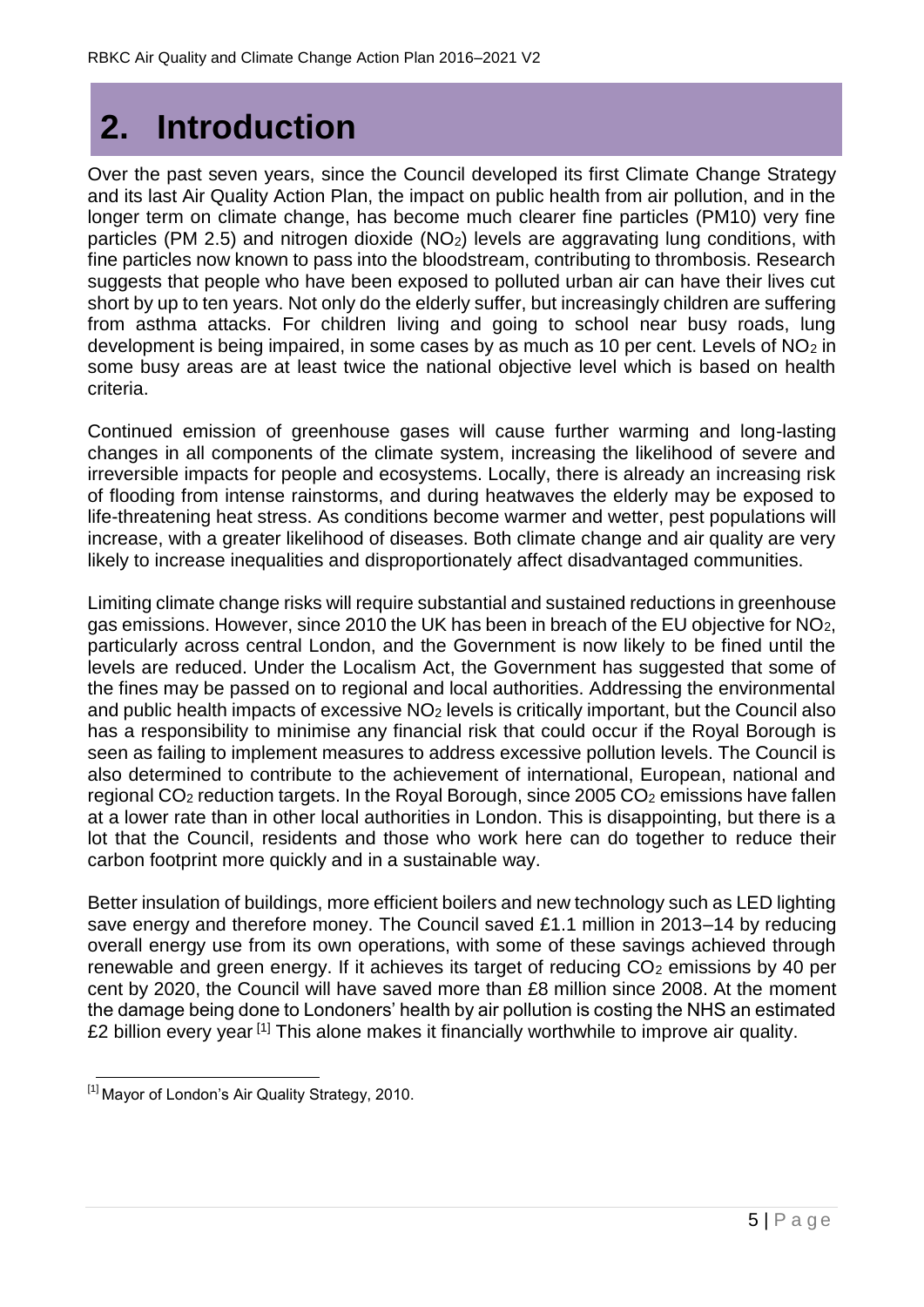# 2. Introduction

Over the past seven years, since the Council developed its first Climate Change Strategy and its last Air Quality Action Plan, the impact on public health from air pollution, and in the longer term on climate change, has become much clearer fine particles (PM10) very fine particles (PM 2.5) and nitrogen dioxide ($NO_2$) levels are aggravating lung conditions, with fine particles now known to pass into the bloodstream, contributing to thrombosis. Research suggests that people who have been exposed to polluted urban air can have their lives cut short by up to ten years. Not only do the elderly suffer, but increasingly children are suffering from asthma attacks. For children living and going to school near busy roads, lung development is being impaired, in some cases by as much as 10 per cent. Levels of $NO_2$ in some busy areas are at least twice the national objective level which is based on health criteria.

Continued emission of greenhouse gases will cause further warming and long-lasting changes in all components of the climate system, increasing the likelihood of severe and irreversible impacts for people and ecosystems. Locally, there is already an increasing risk of flooding from intense rainstorms, and during heatwaves the elderly may be exposed to life-threatening heat stress. As conditions become warmer and wetter, pest populations will increase, with a greater likelihood of diseases. Both climate change and air quality are very likely to increase inequalities and disproportionately affect disadvantaged communities.

Limiting climate change risks will require substantial and sustained reductions in greenhouse gas emissions. However, since 2010 the UK has been in breach of the EU objective for $NO_2$, particularly across central London, and the Government is now likely to be fined until the levels are reduced. Under the Localism Act, the Government has suggested that some of the fines may be passed on to regional and local authorities. Addressing the environmental and public health impacts of excessive $NO_2$ levels is critically important, but the Council also has a responsibility to minimise any financial risk that could occur if the Royal Borough is seen as failing to implement measures to address excessive pollution levels. The Council is also determined to contribute to the achievement of international, European, national and regional $CO_2$ reduction targets. In the Royal Borough, since 2005 $CO_2$ emissions have fallen at a lower rate than in other local authorities in London. This is disappointing, but there is a lot that the Council, residents and those who work here can do together to reduce their carbon footprint more quickly and in a sustainable way.

Better insulation of buildings, more efficient boilers and new technology such as LED lighting save energy and therefore money. The Council saved £1.1 million in 2013–14 by reducing overall energy use from its own operations, with some of these savings achieved through renewable and green energy. If it achieves its target of reducing $CO_2$ emissions by 40 per cent by 2020, the Council will have saved more than £8 million since 2008. At the moment the damage being done to Londoners' health by air pollution is costing the NHS an estimated £2 billion every year [1] This alone makes it financially worthwhile to improve air quality.

[1] Mayor of London's Air Quality Strategy, 2010.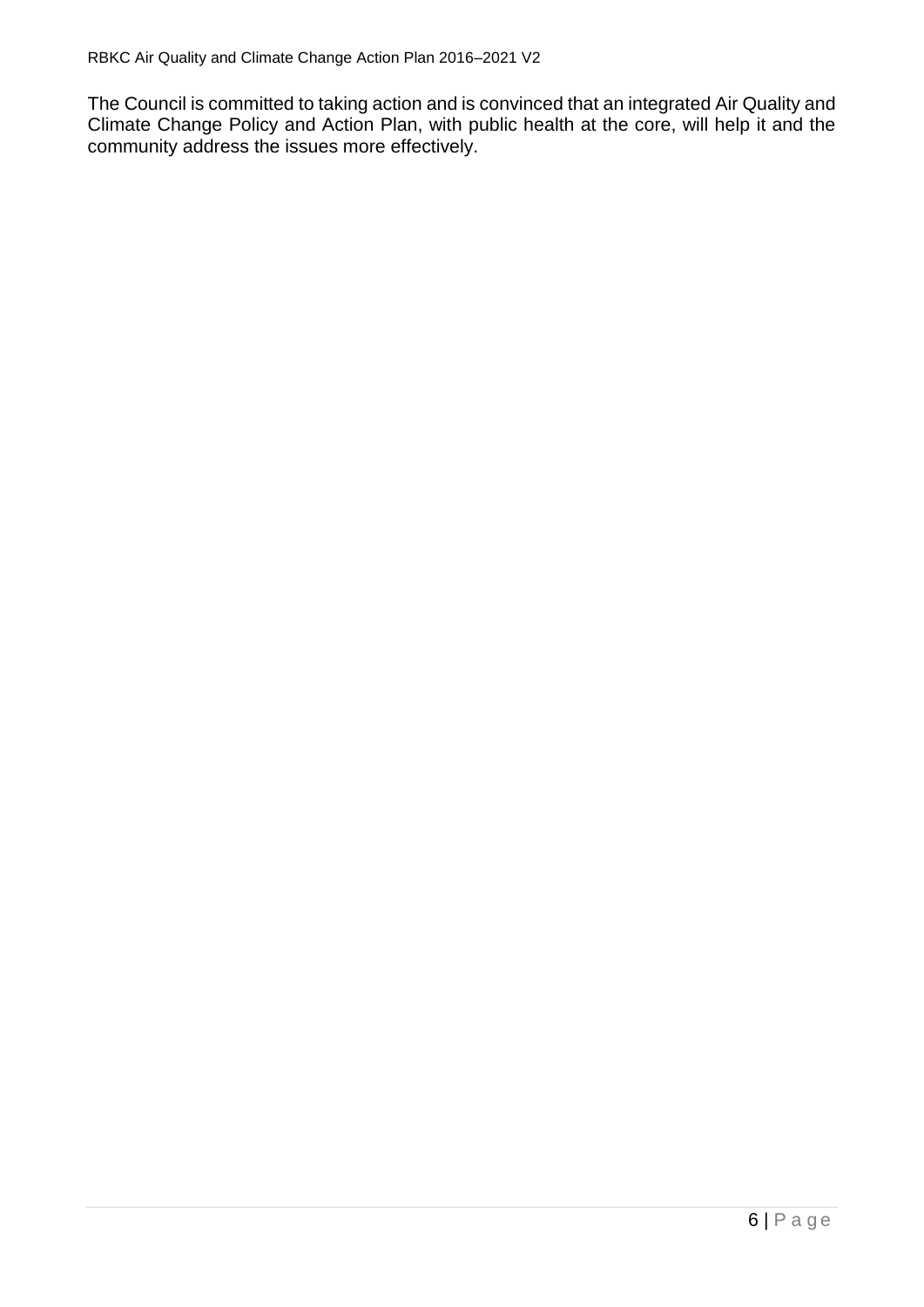The Council is committed to taking action and is convinced that an integrated Air Quality and Climate Change Policy and Action Plan, with public health at the core, will help it and the community address the issues more effectively.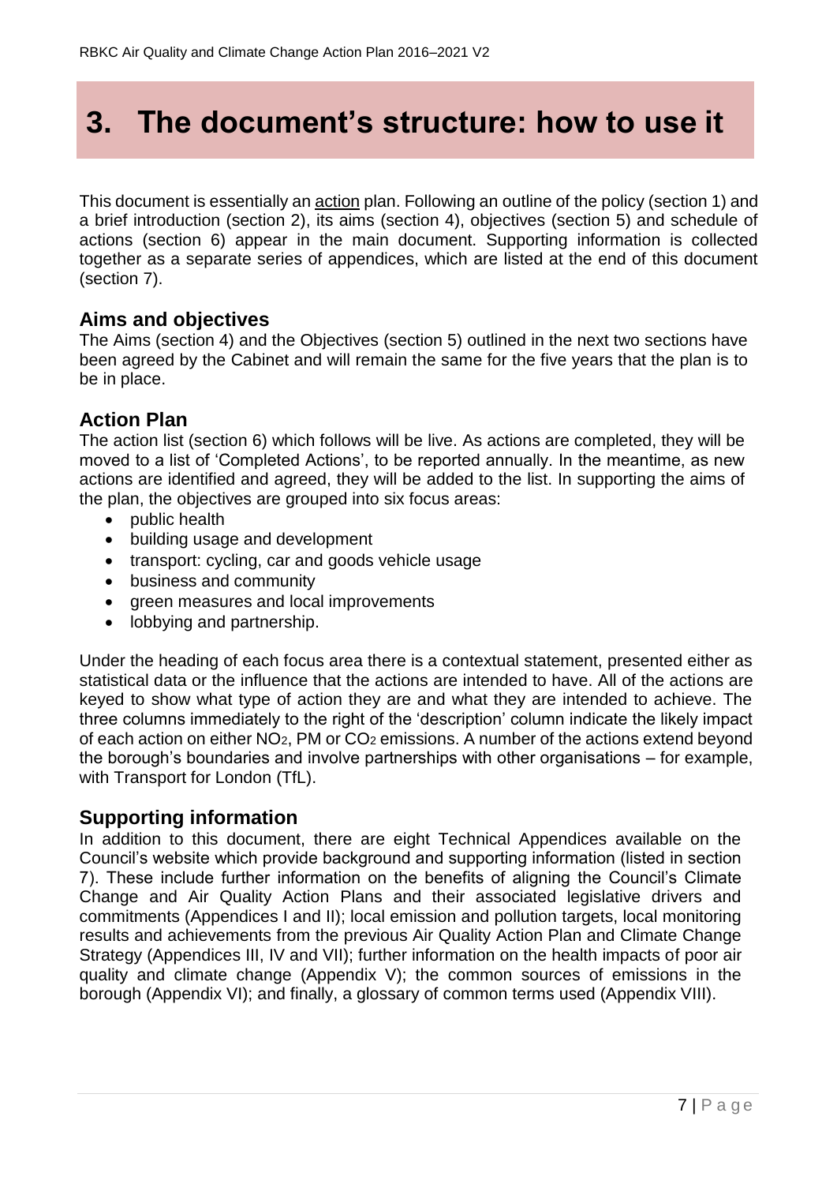# 3. The document's structure: how to use it

This document is essentially an action plan. Following an outline of the policy (section 1) and a brief introduction (section 2), its aims (section 4), objectives (section 5) and schedule of actions (section 6) appear in the main document. Supporting information is collected together as a separate series of appendices, which are listed at the end of this document (section 7).

## Aims and objectives

The Aims (section 4) and the Objectives (section 5) outlined in the next two sections have been agreed by the Cabinet and will remain the same for the five years that the plan is to be in place.

## Action Plan

The action list (section 6) which follows will be live. As actions are completed, they will be moved to a list of 'Completed Actions', to be reported annually. In the meantime, as new actions are identified and agreed, they will be added to the list. In supporting the aims of the plan, the objectives are grouped into six focus areas:

- public health
- building usage and development
- transport: cycling, car and goods vehicle usage
- business and community
- green measures and local improvements
- lobbying and partnership.

Under the heading of each focus area there is a contextual statement, presented either as statistical data or the influence that the actions are intended to have. All of the actions are keyed to show what type of action they are and what they are intended to achieve. The three columns immediately to the right of the 'description' column indicate the likely impact of each action on either $NO_2$, PM or $CO_2$ emissions. A number of the actions extend beyond the borough's boundaries and involve partnerships with other organisations – for example, with Transport for London (TfL).

## Supporting information

In addition to this document, there are eight Technical Appendices available on the Council's website which provide background and supporting information (listed in section 7). These include further information on the benefits of aligning the Council's Climate Change and Air Quality Action Plans and their associated legislative drivers and commitments (Appendices I and II); local emission and pollution targets, local monitoring results and achievements from the previous Air Quality Action Plan and Climate Change Strategy (Appendices III, IV and VII); further information on the health impacts of poor air quality and climate change (Appendix V); the common sources of emissions in the borough (Appendix VI); and finally, a glossary of common terms used (Appendix VIII).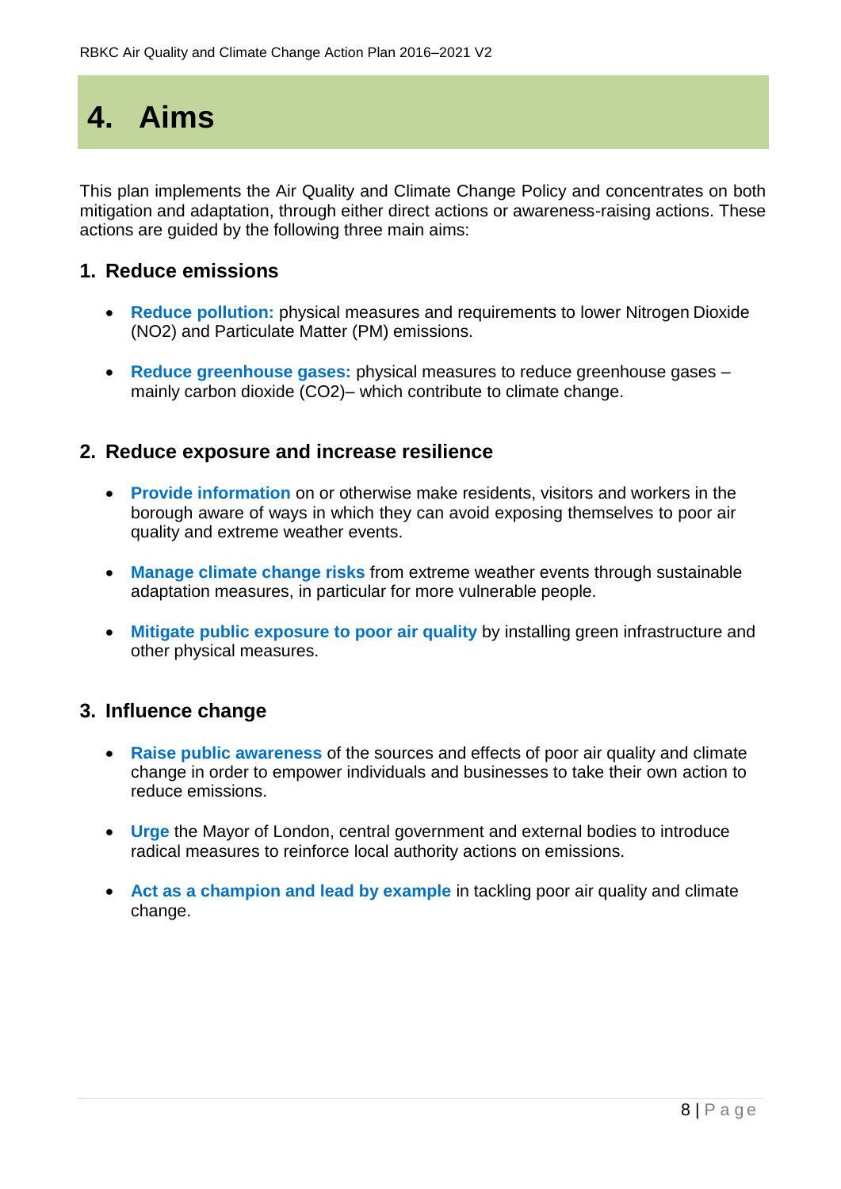# 4. Aims

This plan implements the Air Quality and Climate Change Policy and concentrates on both mitigation and adaptation, through either direct actions or awareness-raising actions. These actions are guided by the following three main aims:

## 1. Reduce emissions

- **Reduce pollution:** physical measures and requirements to lower Nitrogen Dioxide ($NO_2$) and Particulate Matter (PM) emissions.
- **Reduce greenhouse gases:** physical measures to reduce greenhouse gases – mainly carbon dioxide ($CO_2$)– which contribute to climate change.

## 2. Reduce exposure and increase resilience

- **Provide information** on or otherwise make residents, visitors and workers in the borough aware of ways in which they can avoid exposing themselves to poor air quality and extreme weather events.
- **Manage climate change risks** from extreme weather events through sustainable adaptation measures, in particular for more vulnerable people.
- **Mitigate public exposure to poor air quality** by installing green infrastructure and other physical measures.

## 3. Influence change

- **Raise public awareness** of the sources and effects of poor air quality and climate change in order to empower individuals and businesses to take their own action to reduce emissions.
- **Urge** the Mayor of London, central government and external bodies to introduce radical measures to reinforce local authority actions on emissions.
- **Act as a champion and lead by example** in tackling poor air quality and climate change.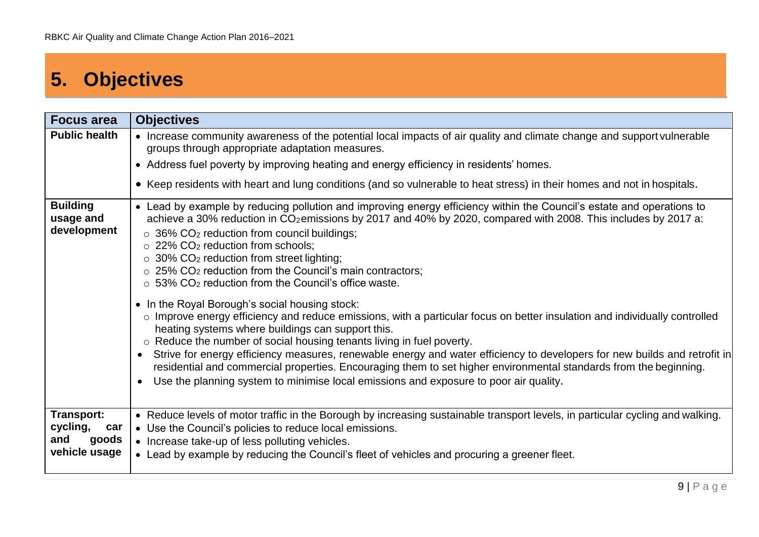# 5. Objectives

| Focus area | Objectives |
|---|---|
| **Public health** | • Increase community awareness of the potential local impacts of air quality and climate change and support vulnerable groups through appropriate adaptation measures.<br>• Address fuel poverty by improving heating and energy efficiency in residents' homes.<br>• Keep residents with heart and lung conditions (and so vulnerable to heat stress) in their homes and not in hospitals. |
| **Building usage and development** | • Lead by example by reducing pollution and improving energy efficiency within the Council's estate and operations to achieve a 30% reduction in $CO_2$ emissions by 2017 and 40% by 2020, compared with 2008. This includes by 2017 a:<br>○ 36% $CO_2$ reduction from council buildings;<br>○ 22% $CO_2$ reduction from schools;<br>○ 30% $CO_2$ reduction from street lighting;<br>○ 25% $CO_2$ reduction from the Council's main contractors;<br>○ 53% $CO_2$ reduction from the Council's office waste.<br>• In the Royal Borough's social housing stock:<br>○ Improve energy efficiency and reduce emissions, with a particular focus on better insulation and individually controlled heating systems where buildings can support this.<br>○ Reduce the number of social housing tenants living in fuel poverty.<br>• Strive for energy efficiency measures, renewable energy and water efficiency to developers for new builds and retrofit in residential and commercial properties. Encouraging them to set higher environmental standards from the beginning.<br>• Use the planning system to minimise local emissions and exposure to poor air quality. |
| **Transport: cycling, car and goods vehicle usage** | • Reduce levels of motor traffic in the Borough by increasing sustainable transport levels, in particular cycling and walking.<br>• Use the Council's policies to reduce local emissions.<br>• Increase take-up of less polluting vehicles.<br>• Lead by example by reducing the Council's fleet of vehicles and procuring a greener fleet. |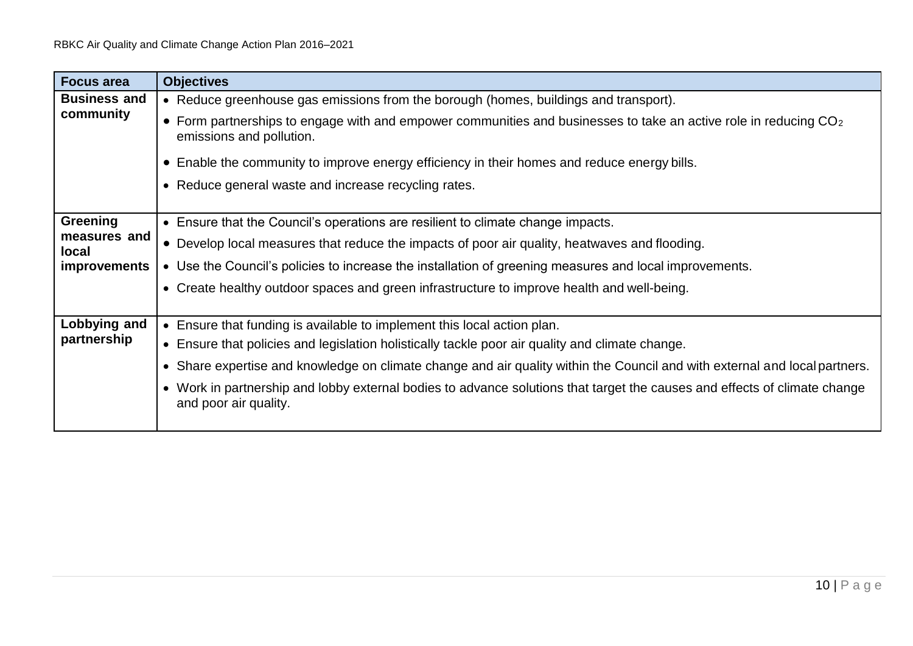| Focus area | Objectives |
|---|---|
| **Business and community** | • Reduce greenhouse gas emissions from the borough (homes, buildings and transport).<br>• Form partnerships to engage with and empower communities and businesses to take an active role in reducing $CO_2$ emissions and pollution.<br>• Enable the community to improve energy efficiency in their homes and reduce energy bills.<br>• Reduce general waste and increase recycling rates. |
| **Greening measures and local improvements** | • Ensure that the Council's operations are resilient to climate change impacts.<br>• Develop local measures that reduce the impacts of poor air quality, heatwaves and flooding.<br>• Use the Council's policies to increase the installation of greening measures and local improvements.<br>• Create healthy outdoor spaces and green infrastructure to improve health and well-being. |
| **Lobbying and partnership** | • Ensure that funding is available to implement this local action plan.<br>• Ensure that policies and legislation holistically tackle poor air quality and climate change.<br>• Share expertise and knowledge on climate change and air quality within the Council and with external and local partners.<br>• Work in partnership and lobby external bodies to advance solutions that target the causes and effects of climate change and poor air quality. |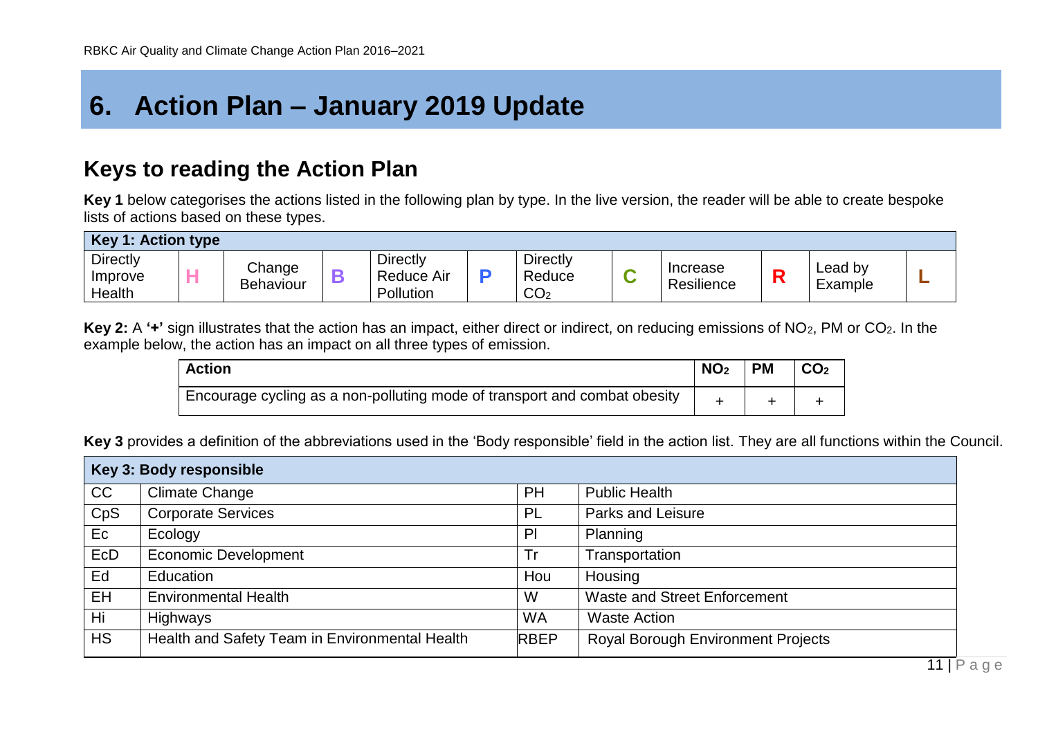# 6. Action Plan – January 2019 Update

## Keys to reading the Action Plan

**Key 1** below categorises the actions listed in the following plan by type. In the live version, the reader will be able to create bespoke lists of actions based on these types.

| Key 1: Action type | | | | | | | | | |
|---|---|---|---|---|---|---|---|---|---|
| Directly Improve Health | **H** | Change Behaviour | **B** | Directly Reduce Air Pollution | **P** | Directly Reduce $CO_2$ | **C** | Increase Resilience | **R** | Lead by Example | **L** |

**Key 2:** A **'+'** sign illustrates that the action has an impact, either direct or indirect, on reducing emissions of $NO_2$, PM or $CO_2$. In the example below, the action has an impact on all three types of emission.

| Action | $NO_2$ | PM | $CO_2$ |
|---|---|---|---|
| Encourage cycling as a non-polluting mode of transport and combat obesity | + | + | + |

**Key 3** provides a definition of the abbreviations used in the 'Body responsible' field in the action list. They are all functions within the Council.

| Key 3: Body responsible | | | |
|---|---|---|---|
| CC | Climate Change | PH | Public Health |
| CpS | Corporate Services | PL | Parks and Leisure |
| Ec | Ecology | Pl | Planning |
| EcD | Economic Development | Tr | Transportation |
| Ed | Education | Hou | Housing |
| EH | Environmental Health | W | Waste and Street Enforcement |
| Hi | Highways | WA | Waste Action |
| HS | Health and Safety Team in Environmental Health | RBEP | Royal Borough Environment Projects |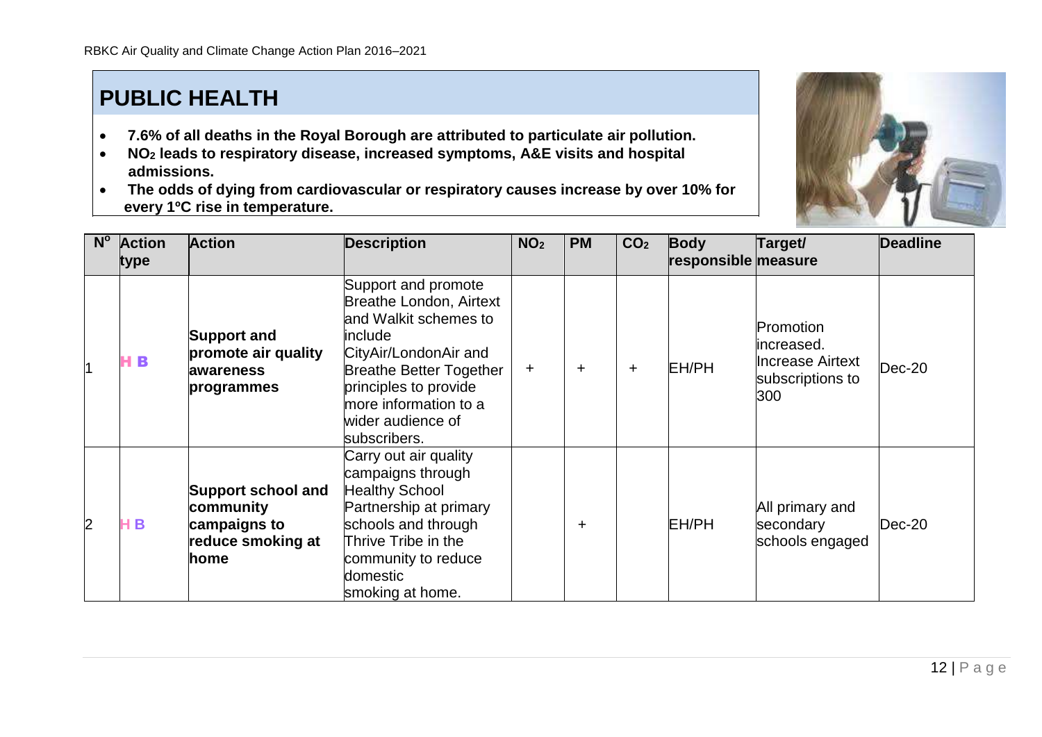# PUBLIC HEALTH

- **7.6% of all deaths in the Royal Borough are attributed to particulate air pollution.**
- **$NO_2$ leads to respiratory disease, increased symptoms, A&E visits and hospital admissions.**
- **The odds of dying from cardiovascular or respiratory causes increase by over 10% for every 1ºC rise in temperature.**

| Nº | Action type | Action | Description | $NO_2$ | PM | $CO_2$ | Body responsible | Target/ measure | Deadline |
|---|---|---|---|---|---|---|---|---|---|
| 1 | H B | **Support and promote air quality awareness programmes** | Support and promote Breathe London, Airtext and Walkit schemes to include CityAir/LondonAir and Breathe Better Together principles to provide more information to a wider audience of subscribers. | + | + | + | EH/PH | Promotion increased. Increase Airtext subscriptions to 300 | Dec-20 |
| 2 | H B | **Support school and community campaigns to reduce smoking at home** | Carry out air quality campaigns through Healthy School Partnership at primary schools and through Thrive Tribe in the community to reduce domestic smoking at home. | | + | | EH/PH | All primary and secondary schools engaged | Dec-20 |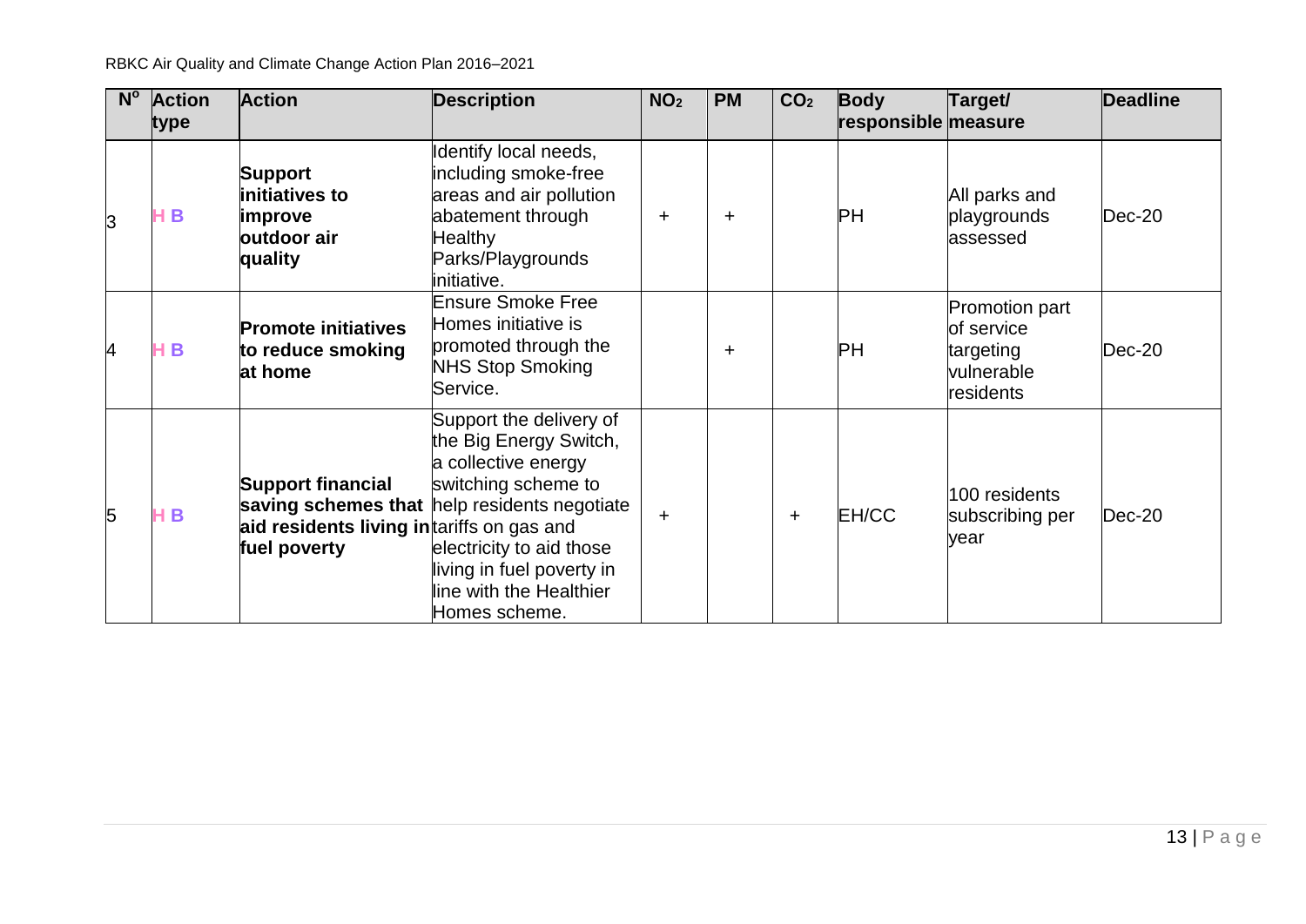| $N^o$ | Action type | Action | Description | $NO_2$ | PM | $CO_2$ | Body responsible | Target/ measure | Deadline |
|---|---|---|---|---|---|---|---|---|---|
| 3 | H B | **Support initiatives to improve outdoor air quality** | Identify local needs, including smoke-free areas and air pollution abatement through Healthy Parks/Playgrounds initiative. | + | + | | PH | All parks and playgrounds assessed | Dec-20 |
| 4 | H B | **Promote initiatives to reduce smoking at home** | Ensure Smoke Free Homes initiative is promoted through the NHS Stop Smoking Service. | | + | | PH | Promotion part of service targeting vulnerable residents | Dec-20 |
| 5 | H B | **Support financial saving schemes that aid residents living in fuel poverty** | Support the delivery of the Big Energy Switch, a collective energy switching scheme to help residents negotiate tariffs on gas and electricity to aid those living in fuel poverty in line with the Healthier Homes scheme. | + | | + | EH/CC | 100 residents subscribing per year | Dec-20 |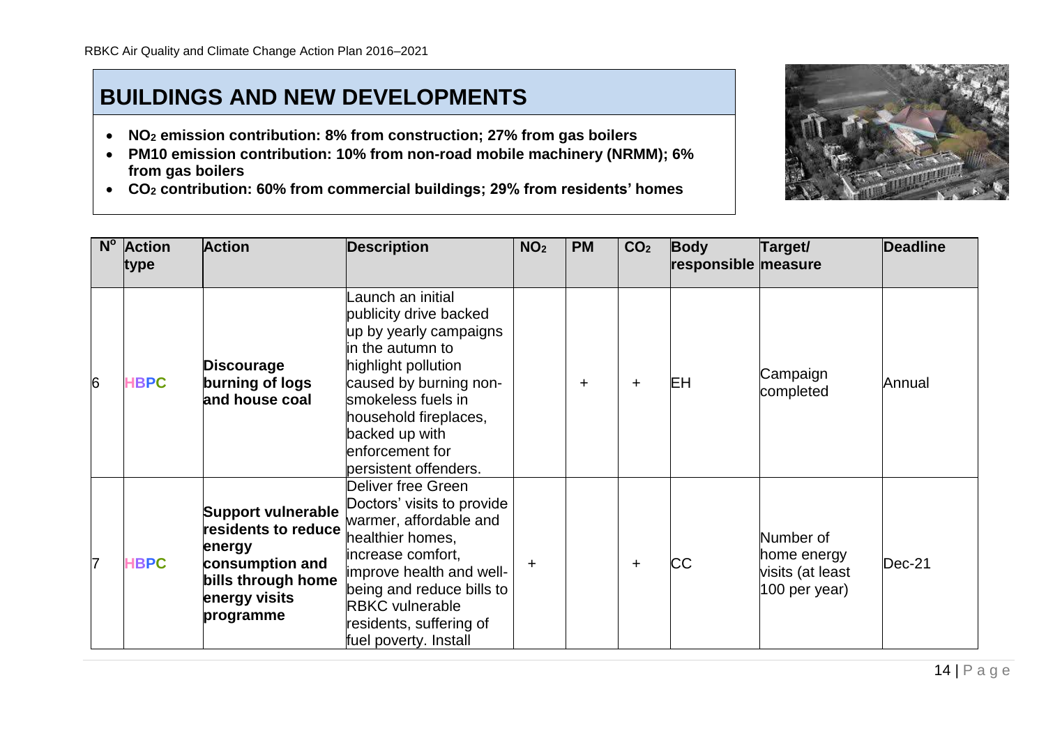# BUILDINGS AND NEW DEVELOPMENTS

- **$NO_2$ emission contribution: 8% from construction; 27% from gas boilers**
- **PM10 emission contribution: 10% from non-road mobile machinery (NRMM); 6% from gas boilers**
- **$CO_2$ contribution: 60% from commercial buildings; 29% from residents' homes**

| N° | Action type | Action | Description | $NO_2$ | PM | $CO_2$ | Body responsible | Target/ measure | Deadline |
|---|---|---|---|---|---|---|---|---|---|
| 6 | **HBPC** | **Discourage burning of logs and house coal** | Launch an initial publicity drive backed up by yearly campaigns in the autumn to highlight pollution caused by burning non-smokeless fuels in household fireplaces, backed up with enforcement for persistent offenders. | | + | + | EH | Campaign completed | Annual |
| 7 | **HBPC** | **Support vulnerable residents to reduce energy consumption and bills through home energy visits programme** | Deliver free Green Doctors' visits to provide warmer, affordable and healthier homes, increase comfort, improve health and well-being and reduce bills to RBKC vulnerable residents, suffering of fuel poverty. Install | + | | + | CC | Number of home energy visits (at least 100 per year) | Dec-21 |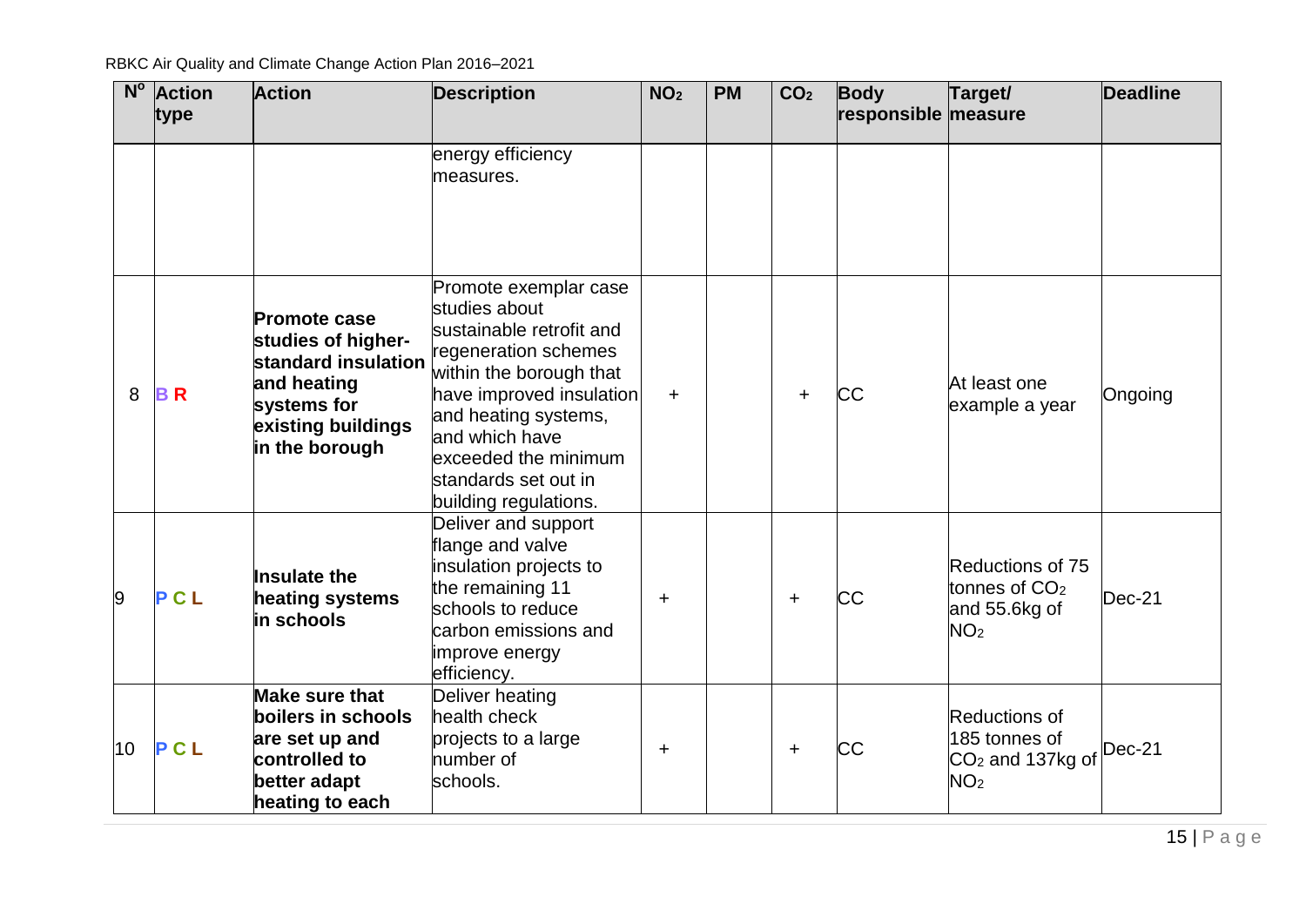| Nº | Action type | Action | Description | $NO_2$ | PM | $CO_2$ | Body responsible | Target/ measure | Deadline |
|---|---|---|---|---|---|---|---|---|---|
| | | | energy efficiency measures. | | | | | | |
| 8 | B R | **Promote case studies of higher-standard insulation and heating systems for existing buildings in the borough** | Promote exemplar case studies about sustainable retrofit and regeneration schemes within the borough that have improved insulation and heating systems, and which have exceeded the minimum standards set out in building regulations. | + | | + | CC | At least one example a year | Ongoing |
| 9 | P C L | **Insulate the heating systems in schools** | Deliver and support flange and valve insulation projects to the remaining 11 schools to reduce carbon emissions and improve energy efficiency. | + | | + | CC | Reductions of 75 tonnes of $CO_2$ and 55.6kg of $NO_2$ | Dec-21 |
| 10 | P C L | **Make sure that boilers in schools are set up and controlled to better adapt heating to each** | Deliver heating health check projects to a large number of schools. | + | | + | CC | Reductions of 185 tonnes of $CO_2$ and 137kg of $NO_2$ | Dec-21 |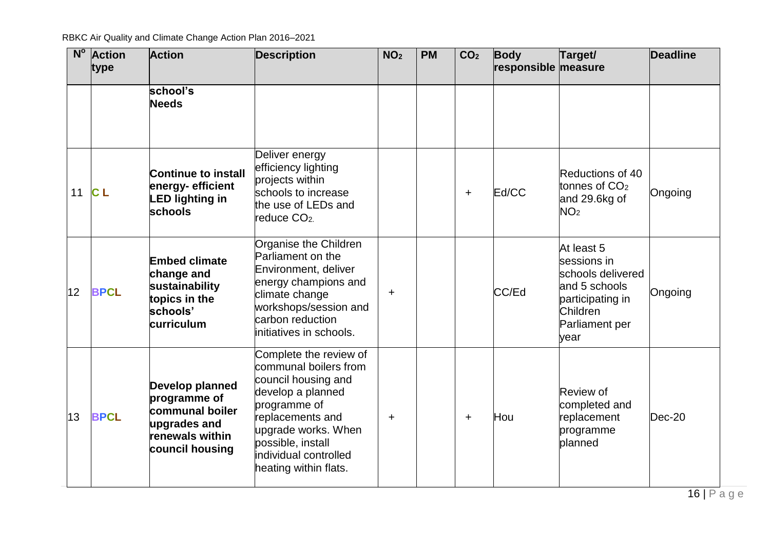| Nº | Action type | Action | Description | $NO_2$ | PM | $CO_2$ | Body responsible | Target/ measure | Deadline |
|---|---|---|---|---|---|---|---|---|---|
| | | **school's Needs** | | | | | | | |
| 11 | C L | **Continue to install energy- efficient LED lighting in schools** | Deliver energy efficiency lighting projects within schools to increase the use of LEDs and reduce $CO_2$. | | | + | Ed/CC | Reductions of 40 tonnes of $CO_2$ and 29.6kg of $NO_2$ | Ongoing |
| 12 | BPCL | **Embed climate change and sustainability topics in the schools' curriculum** | Organise the Children Parliament on the Environment, deliver energy champions and climate change workshops/session and carbon reduction initiatives in schools. | + | | | CC/Ed | At least 5 sessions in schools delivered and 5 schools participating in Children Parliament per year | Ongoing |
| 13 | BPCL | **Develop planned programme of communal boiler upgrades and renewals within council housing** | Complete the review of communal boilers from council housing and develop a planned programme of replacements and upgrade works. When possible, install individual controlled heating within flats. | + | | + | Hou | Review of completed and replacement programme planned | Dec-20 |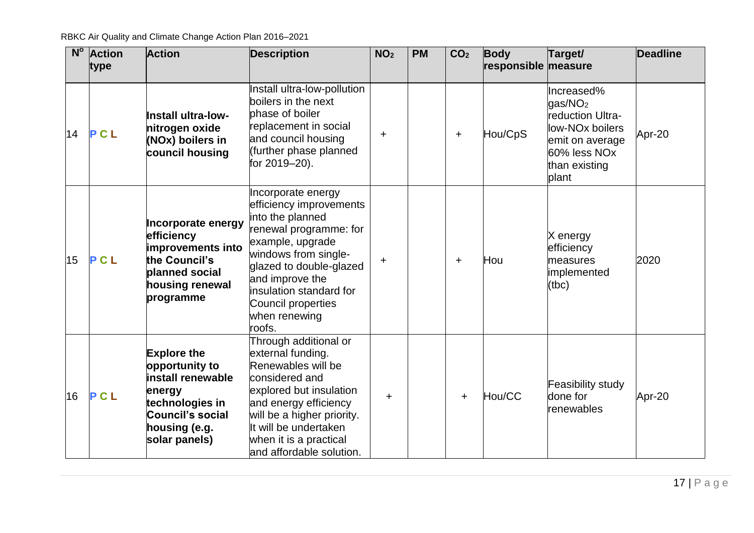| Nº | Action type | Action | Description | $NO_2$ | PM | $CO_2$ | Body responsible | Target/ measure | Deadline |
|---|---|---|---|---|---|---|---|---|---|
| 14 | P C L | **Install ultra-low-nitrogen oxide (NOx) boilers in council housing** | Install ultra-low-pollution boilers in the next phase of boiler replacement in social and council housing (further phase planned for 2019–20). | + | | + | Hou/CpS | Increased% gas/$NO_2$ reduction Ultra-low-NOx boilers emit on average 60% less NOx than existing plant | Apr-20 |
| 15 | P C L | **Incorporate energy efficiency improvements into the Council's planned social housing renewal programme** | Incorporate energy efficiency improvements into the planned renewal programme: for example, upgrade windows from single-glazed to double-glazed and improve the insulation standard for Council properties when renewing roofs. | + | | + | Hou | X energy efficiency measures implemented (tbc) | 2020 |
| 16 | P C L | **Explore the opportunity to install renewable energy technologies in Council's social housing (e.g. solar panels)** | Through additional or external funding. Renewables will be considered and explored but insulation and energy efficiency will be a higher priority. It will be undertaken when it is a practical and affordable solution. | + | | + | Hou/CC | Feasibility study done for renewables | Apr-20 |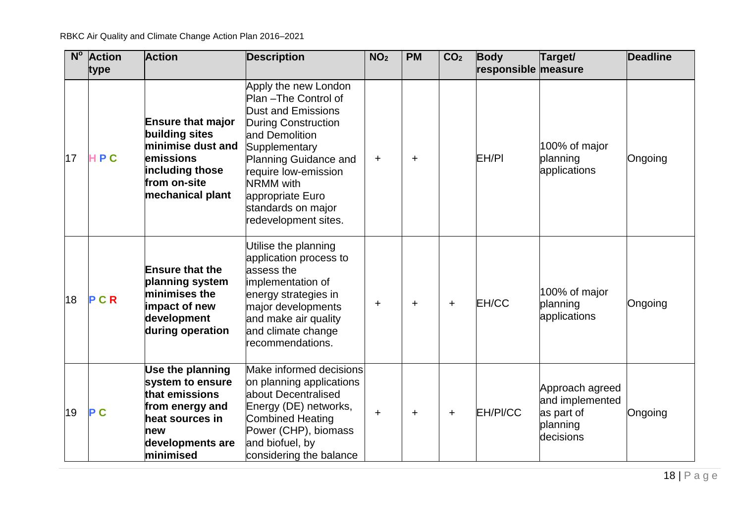| Nº | Action type | Action | Description | $NO_2$ | PM | $CO_2$ | Body responsible | Target/ measure | Deadline |
|---|---|---|---|---|---|---|---|---|---|
| 17 | H P C | **Ensure that major building sites minimise dust and emissions including those from on-site mechanical plant** | Apply the new London Plan –The Control of Dust and Emissions During Construction and Demolition Supplementary Planning Guidance and require low-emission NRMM with appropriate Euro standards on major redevelopment sites. | + | + | | EH/Pl | 100% of major planning applications | Ongoing |
| 18 | P C R | **Ensure that the planning system minimises the impact of new development during operation** | Utilise the planning application process to assess the implementation of energy strategies in major developments and make air quality and climate change recommendations. | + | + | + | EH/CC | 100% of major planning applications | Ongoing |
| 19 | P C | **Use the planning system to ensure that emissions from energy and heat sources in new developments are minimised** | Make informed decisions on planning applications about Decentralised Energy (DE) networks, Combined Heating Power (CHP), biomass and biofuel, by considering the balance | + | + | + | EH/Pl/CC | Approach agreed and implemented as part of planning decisions | Ongoing |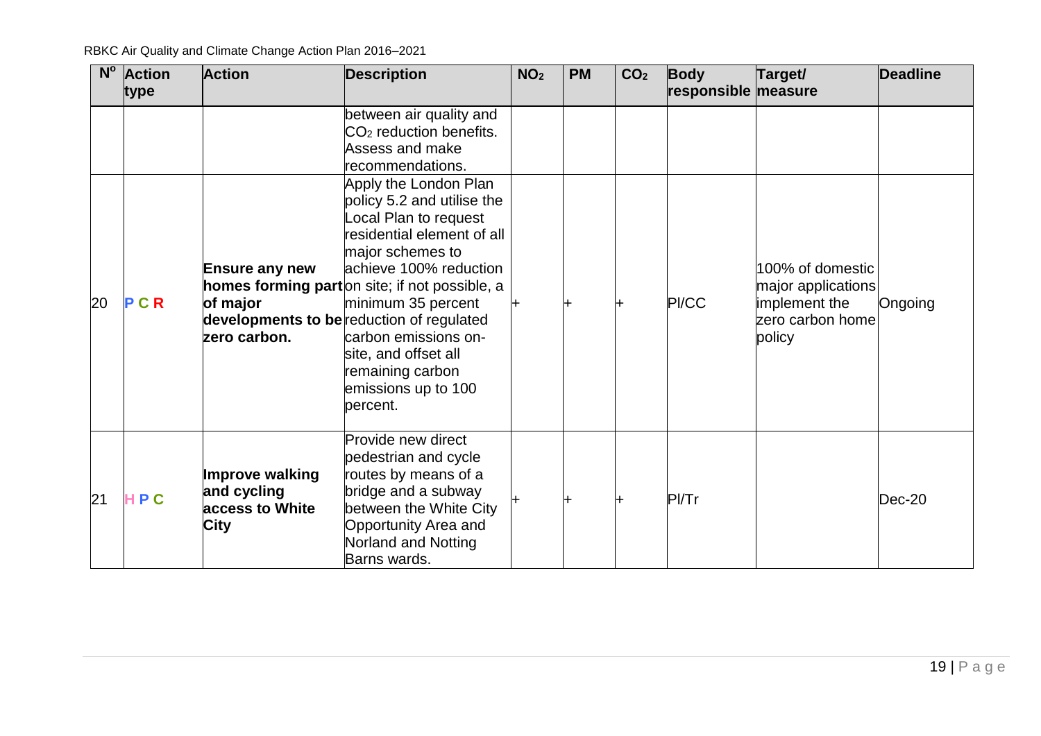| Nº | Action type | Action | Description | $NO_2$ | PM | $CO_2$ | Body responsible | Target/ measure | Deadline |
|---|---|---|---|---|---|---|---|---|---|
| | | | between air quality and $CO_2$ reduction benefits. Assess and make recommendations. | | | | | | |
| 20 | P C R | **Ensure any new homes forming part of major developments to be zero carbon.** | Apply the London Plan policy 5.2 and utilise the Local Plan to request residential element of all major schemes to achieve 100% reduction on site; if not possible, a minimum 35 percent reduction of regulated carbon emissions on-site, and offset all remaining carbon emissions up to 100 percent. | + | + | + | Pl/CC | 100% of domestic major applications implement the zero carbon home policy | Ongoing |
| 21 | H P C | **Improve walking and cycling access to White City** | Provide new direct pedestrian and cycle routes by means of a bridge and a subway between the White City Opportunity Area and Norland and Notting Barns wards. | + | + | + | Pl/Tr | | Dec-20 |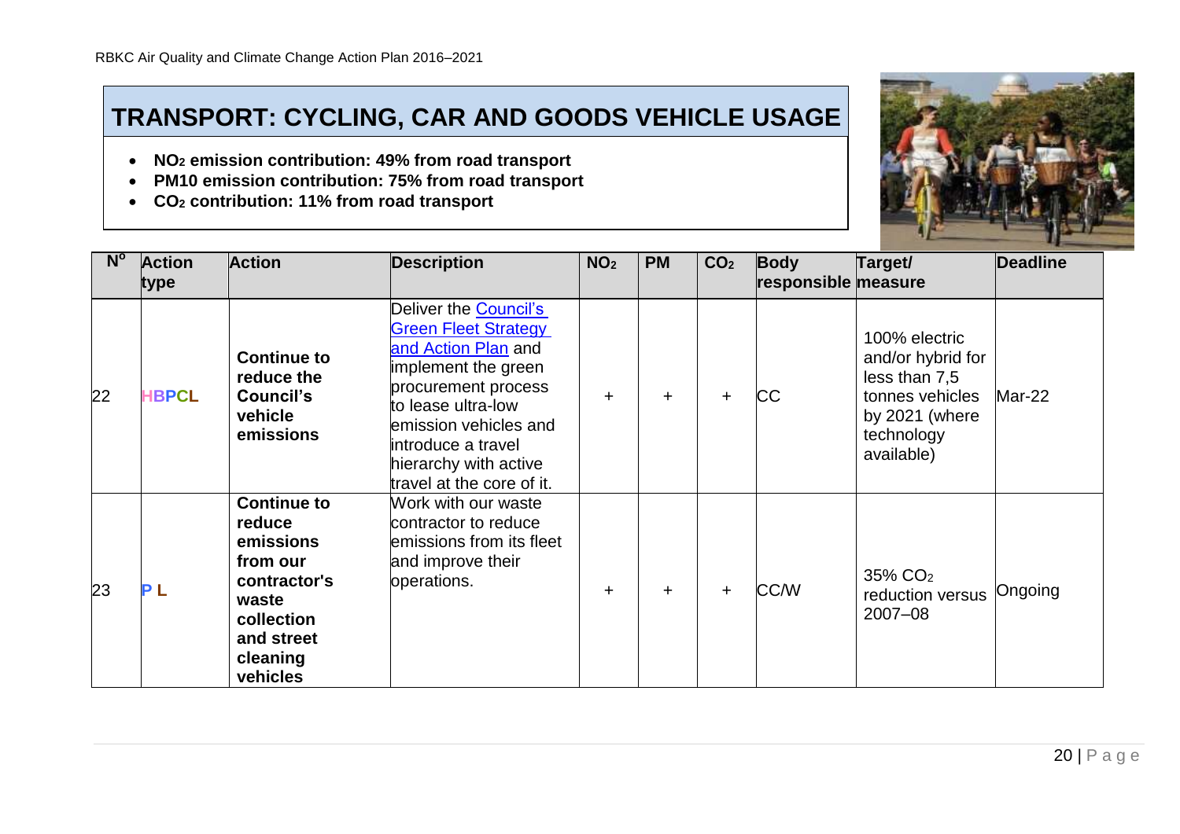# TRANSPORT: CYCLING, CAR AND GOODS VEHICLE USAGE

- **$NO_2$ emission contribution: 49% from road transport**
- **PM10 emission contribution: 75% from road transport**
- **$CO_2$ contribution: 11% from road transport**

| Nº | Action type | Action | Description | $NO_2$ | PM | $CO_2$ | Body responsible | Target/ measure | Deadline |
|---|---|---|---|---|---|---|---|---|---|
| 22 | HBPCL | **Continue to reduce the Council's vehicle emissions** | Deliver the Council's Green Fleet Strategy and Action Plan and implement the green procurement process to lease ultra-low emission vehicles and introduce a travel hierarchy with active travel at the core of it. | + | + | + | CC | 100% electric and/or hybrid for less than 7,5 tonnes vehicles by 2021 (where technology available) | Mar-22 |
| 23 | P L | **Continue to reduce emissions from our contractor's waste collection and street cleaning vehicles** | Work with our waste contractor to reduce emissions from its fleet and improve their operations. | + | + | + | CC/W | 35% $CO_2$ reduction versus 2007–08 | Ongoing |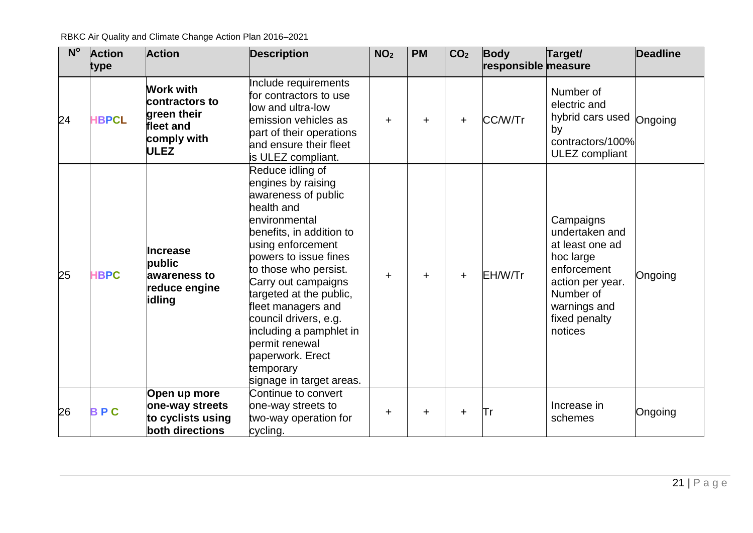| Nº | Action type | Action | Description | $NO_2$ | PM | $CO_2$ | Body responsible | Target/ measure | Deadline |
|---|---|---|---|---|---|---|---|---|---|
| 24 | HBPCL | **Work with contractors to green their fleet and comply with ULEZ** | Include requirements for contractors to use low and ultra-low emission vehicles as part of their operations and ensure their fleet is ULEZ compliant. | + | + | + | CC/W/Tr | Number of electric and hybrid cars used by contractors/100% ULEZ compliant | Ongoing |
| 25 | HBPC | **Increase public awareness to reduce engine idling** | Reduce idling of engines by raising awareness of public health and environmental benefits, in addition to using enforcement powers to issue fines to those who persist. Carry out campaigns targeted at the public, fleet managers and council drivers, e.g. including a pamphlet in permit renewal paperwork. Erect temporary signage in target areas. | + | + | + | EH/W/Tr | Campaigns undertaken and at least one ad hoc large enforcement action per year. Number of warnings and fixed penalty notices | Ongoing |
| 26 | B P C | **Open up more one-way streets to cyclists using both directions** | Continue to convert one-way streets to two-way operation for cycling. | + | + | + | Tr | Increase in schemes | Ongoing |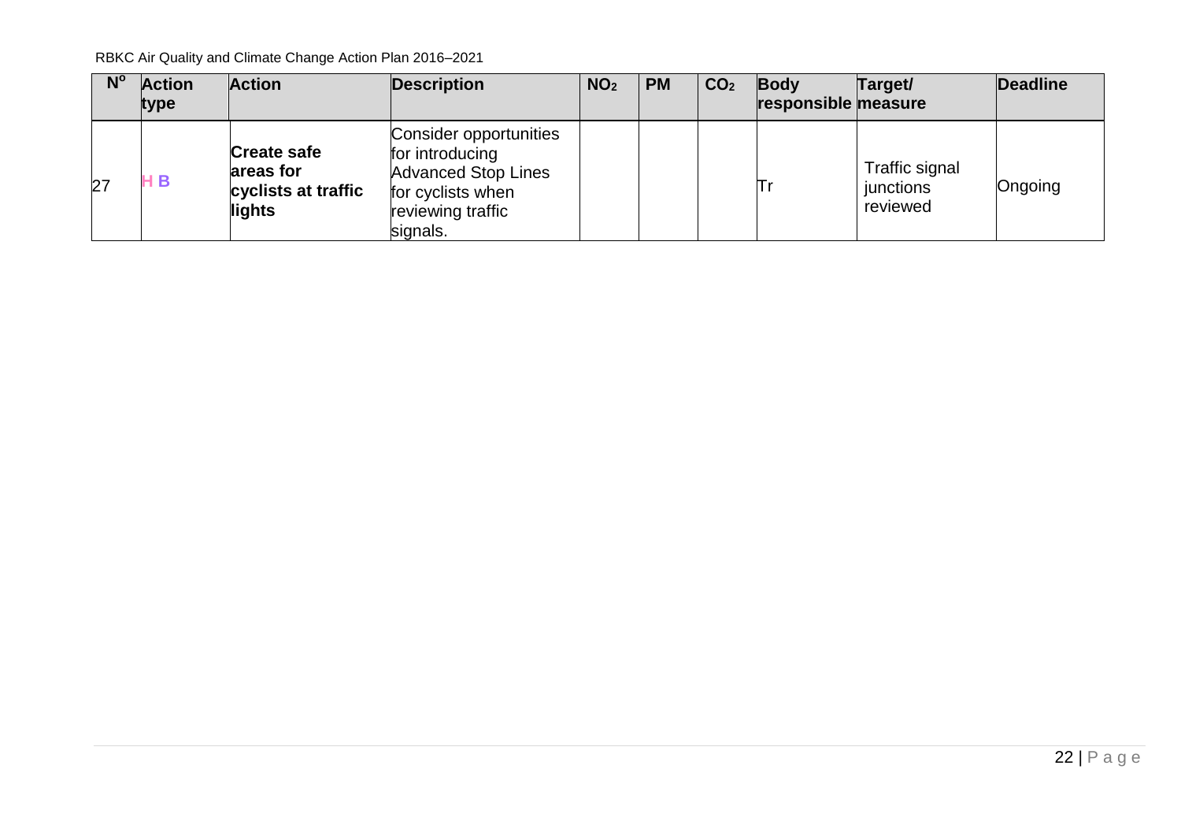| Nº | Action type | Action | Description | $NO_2$ | PM | $CO_2$ | Body responsible | Target/ measure | Deadline |
|---|---|---|---|---|---|---|---|---|---|
| 27 | H B | **Create safe areas for cyclists at traffic lights** | Consider opportunities for introducing Advanced Stop Lines for cyclists when reviewing traffic signals. | | | | Tr | Traffic signal junctions reviewed | Ongoing |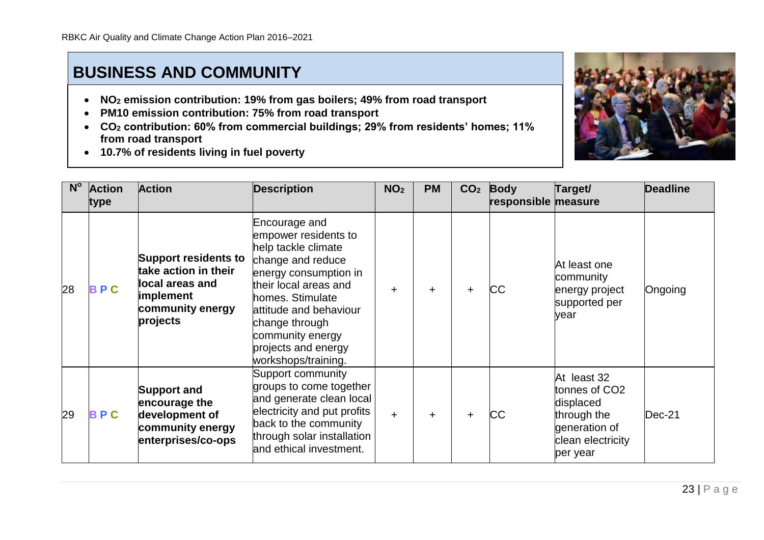# BUSINESS AND COMMUNITY

- **$NO_2$ emission contribution: 19% from gas boilers; 49% from road transport**
- **PM10 emission contribution: 75% from road transport**
- **$CO_2$ contribution: 60% from commercial buildings; 29% from residents' homes; 11% from road transport**
- **10.7% of residents living in fuel poverty**

| Nº | Action type | Action | Description | $NO_2$ | PM | $CO_2$ | Body responsible | Target/ measure | Deadline |
|---|---|---|---|---|---|---|---|---|---|
| 28 | B P C | **Support residents to take action in their local areas and implement community energy projects** | Encourage and empower residents to help tackle climate change and reduce energy consumption in their local areas and homes. Stimulate attitude and behaviour change through community energy projects and energy workshops/training. | + | + | + | CC | At least one community energy project supported per year | Ongoing |
| 29 | B P C | **Support and encourage the development of community energy enterprises/co-ops** | Support community groups to come together and generate clean local electricity and put profits back to the community through solar installation and ethical investment. | + | + | + | CC | At least 32 tonnes of CO2 displaced through the generation of clean electricity per year | Dec-21 |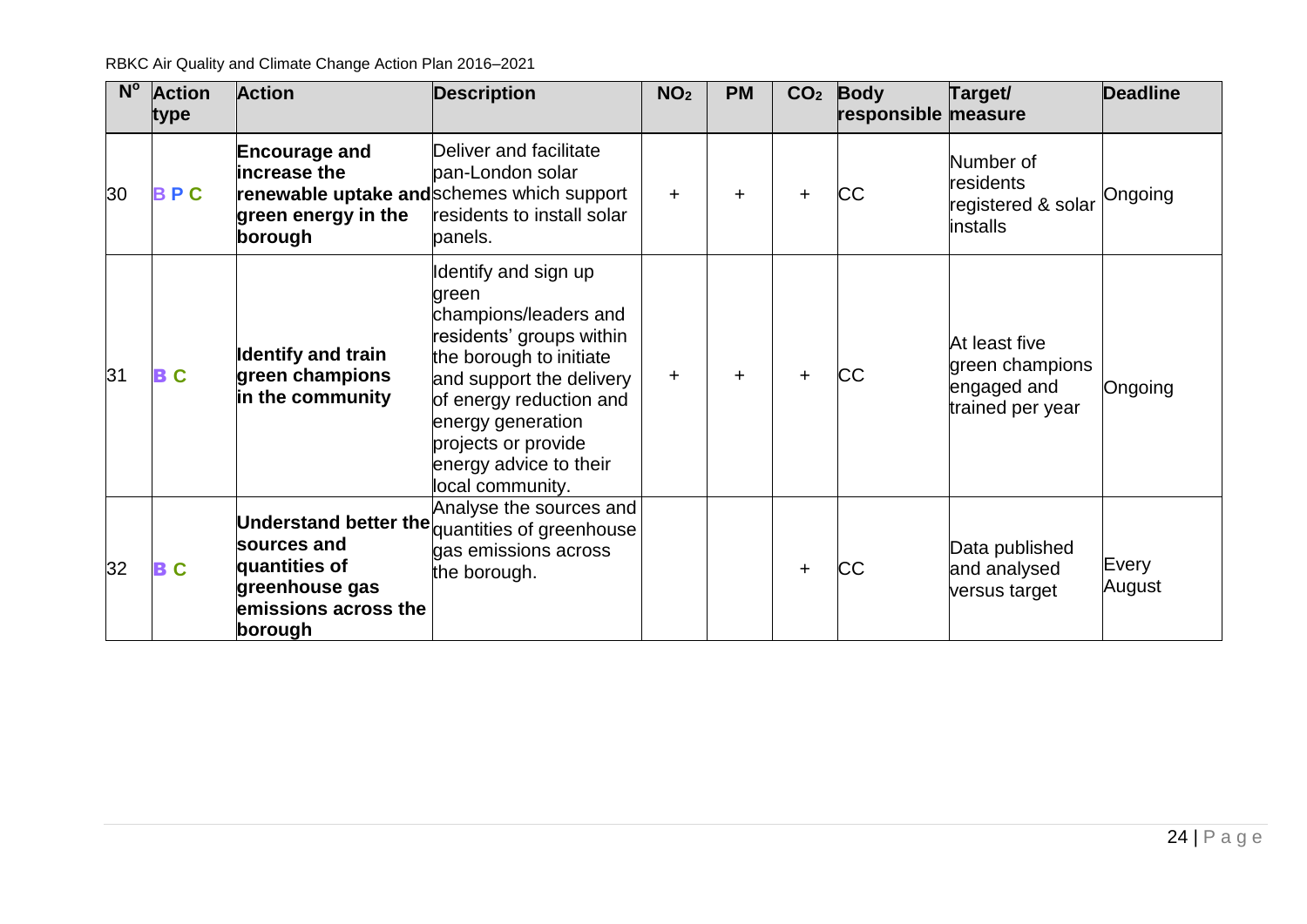| Nº | Action type | Action | Description | $NO_2$ | PM | $CO_2$ | Body responsible | Target/ measure | Deadline |
|---|---|---|---|---|---|---|---|---|---|
| 30 | B P C | **Encourage and increase the renewable uptake and green energy in the borough** | Deliver and facilitate pan-London solar schemes which support residents to install solar panels. | + | + | + | CC | Number of residents registered & solar installs | Ongoing |
| 31 | B C | **Identify and train green champions in the community** | Identify and sign up green champions/leaders and residents' groups within the borough to initiate and support the delivery of energy reduction and energy generation projects or provide energy advice to their local community. | + | + | + | CC | At least five green champions engaged and trained per year | Ongoing |
| 32 | B C | **Understand better the sources and quantities of greenhouse gas emissions across the borough** | Analyse the sources and quantities of greenhouse gas emissions across the borough. | | | + | CC | Data published and analysed versus target | Every August |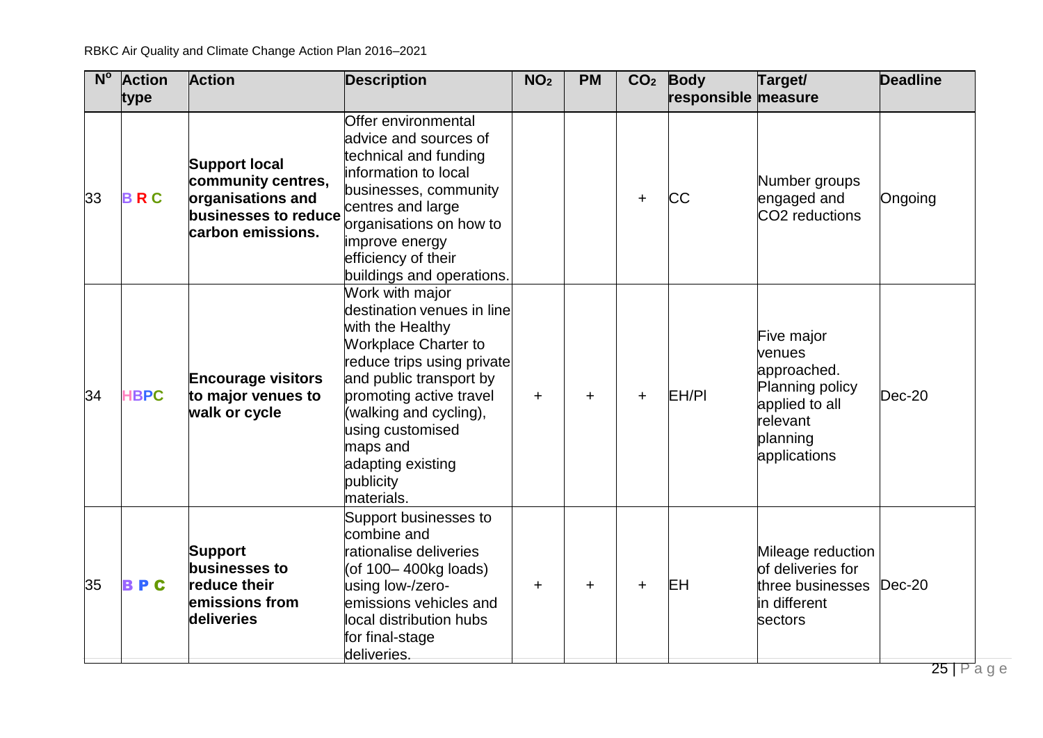| Nº | Action type | Action | Description | $NO_2$ | PM | $CO_2$ | Body responsible | Target/ measure | Deadline |
|---|---|---|---|---|---|---|---|---|---|
| 33 | B R C | **Support local community centres, organisations and businesses to reduce carbon emissions.** | Offer environmental advice and sources of technical and funding information to local businesses, community centres and large organisations on how to improve energy efficiency of their buildings and operations. | | | + | CC | Number groups engaged and CO2 reductions | Ongoing |
| 34 | HBPC | **Encourage visitors to major venues to walk or cycle** | Work with major destination venues in line with the Healthy Workplace Charter to reduce trips using private and public transport by promoting active travel (walking and cycling), using customised maps and adapting existing publicity materials. | + | + | + | EH/Pl | Five major venues approached. Planning policy applied to all relevant planning applications | Dec-20 |
| 35 | B P C | **Support businesses to reduce their emissions from deliveries** | Support businesses to combine and rationalise deliveries (of 100– 400kg loads) using low-/zero-emissions vehicles and local distribution hubs for final-stage deliveries. | + | + | + | EH | Mileage reduction of deliveries for three businesses in different sectors | Dec-20 |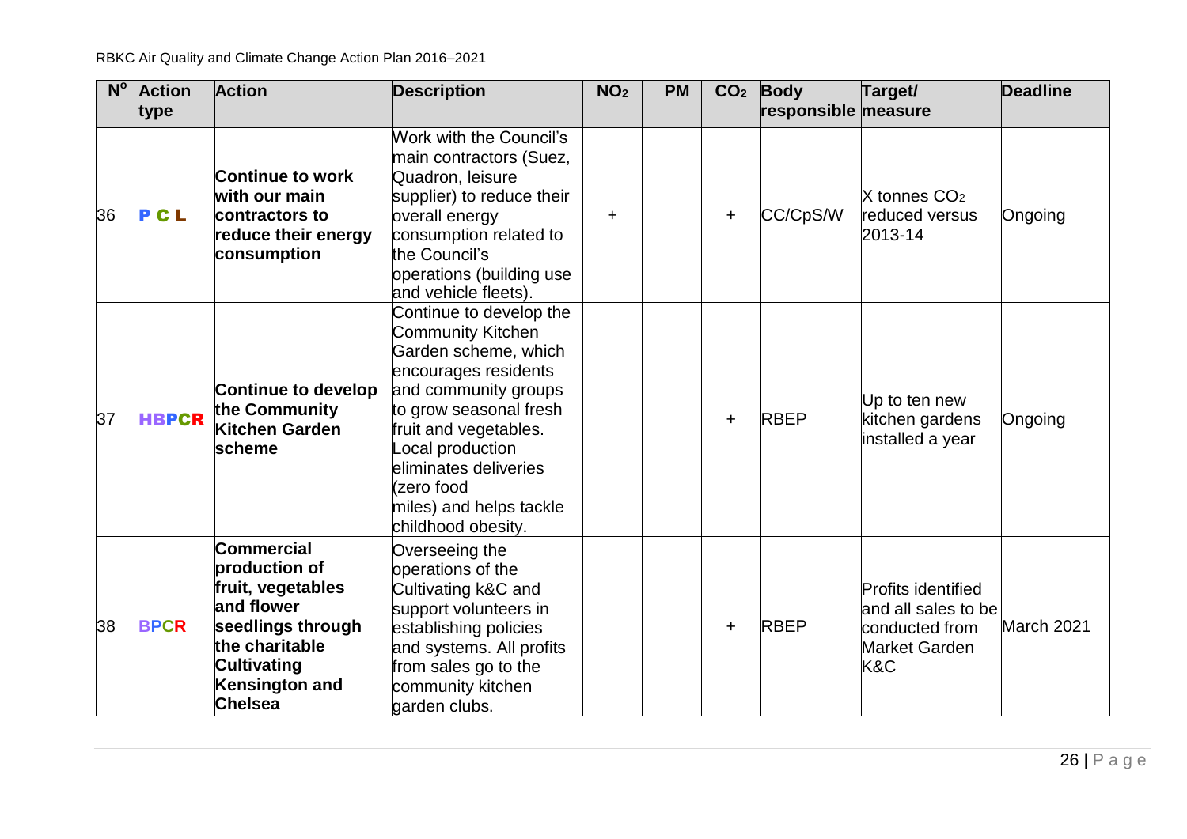| Nº | Action type | Action | Description | $NO_2$ | PM | $CO_2$ | Body responsible | Target/ measure | Deadline |
|---|---|---|---|---|---|---|---|---|---|
| 36 | P C L | **Continue to work with our main contractors to reduce their energy consumption** | Work with the Council's main contractors (Suez, Quadron, leisure supplier) to reduce their overall energy consumption related to the Council's operations (building use and vehicle fleets). | + | | + | CC/CpS/W | X tonnes $CO_2$ reduced versus 2013-14 | Ongoing |
| 37 | HBPCR | **Continue to develop the Community Kitchen Garden scheme** | Continue to develop the Community Kitchen Garden scheme, which encourages residents and community groups to grow seasonal fresh fruit and vegetables. Local production eliminates deliveries (zero food miles) and helps tackle childhood obesity. | | | + | RBEP | Up to ten new kitchen gardens installed a year | Ongoing |
| 38 | BPCR | **Commercial production of fruit, vegetables and flower seedlings through the charitable Cultivating Kensington and Chelsea** | Overseeing the operations of the Cultivating k&C and support volunteers in establishing policies and systems. All profits from sales go to the community kitchen garden clubs. | | | + | RBEP | Profits identified and all sales to be conducted from Market Garden K&C | March 2021 |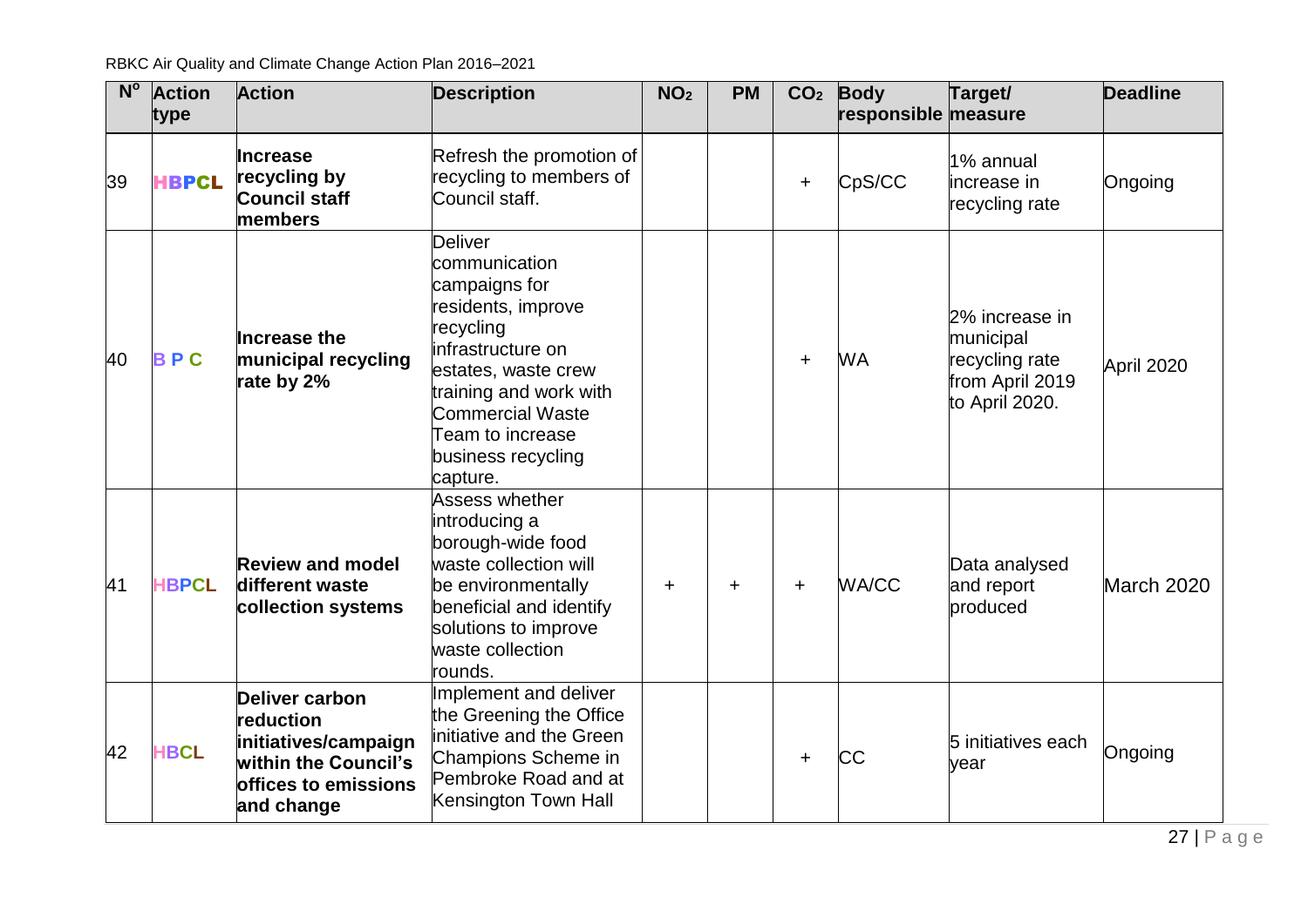| Nº | Action type | Action | Description | $NO_2$ | PM | $CO_2$ | Body responsible | Target/ measure | Deadline |
|---|---|---|---|---|---|---|---|---|---|
| 39 | HBPCL | **Increase recycling by Council staff members** | Refresh the promotion of recycling to members of Council staff. | | | + | CpS/CC | 1% annual increase in recycling rate | Ongoing |
| 40 | B P C | **Increase the municipal recycling rate by 2%** | Deliver communication campaigns for residents, improve recycling infrastructure on estates, waste crew training and work with Commercial Waste Team to increase business recycling capture. | | | + | WA | 2% increase in municipal recycling rate from April 2019 to April 2020. | April 2020 |
| 41 | HBPCL | **Review and model different waste collection systems** | Assess whether introducing a borough-wide food waste collection will be environmentally beneficial and identify solutions to improve waste collection rounds. | + | + | + | WA/CC | Data analysed and report produced | March 2020 |
| 42 | HBCL | **Deliver carbon reduction initiatives/campaign within the Council's offices to emissions and change** | Implement and deliver the Greening the Office initiative and the Green Champions Scheme in Pembroke Road and at Kensington Town Hall | | | + | CC | 5 initiatives each year | Ongoing |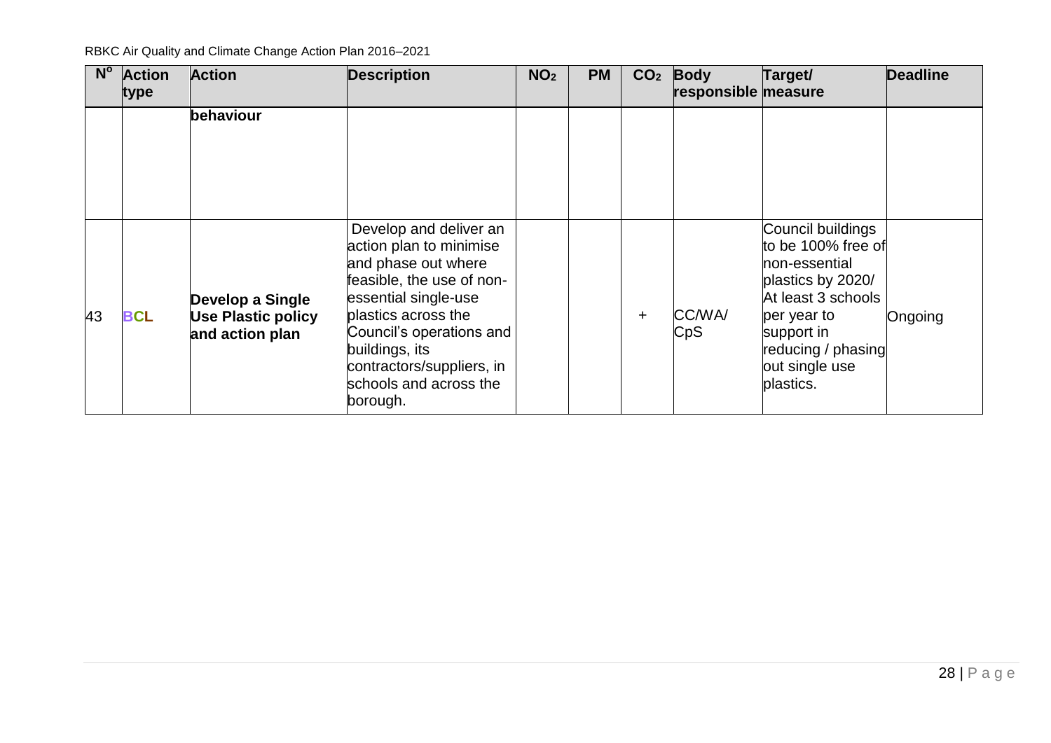| Nº | Action type | Action | Description | $NO_2$ | PM | $CO_2$ | Body responsible | Target/ measure | Deadline |
|---|---|---|---|---|---|---|---|---|---|
| | | behaviour | | | | | | | |
| 43 | BCL | **Develop a Single Use Plastic policy and action plan** | Develop and deliver an action plan to minimise and phase out where feasible, the use of non-essential single-use plastics across the Council's operations and buildings, its contractors/suppliers, in schools and across the borough. | | | + | CC/WA/ CpS | Council buildings to be 100% free of non-essential plastics by 2020/ At least 3 schools per year to support in reducing / phasing out single use plastics. | Ongoing |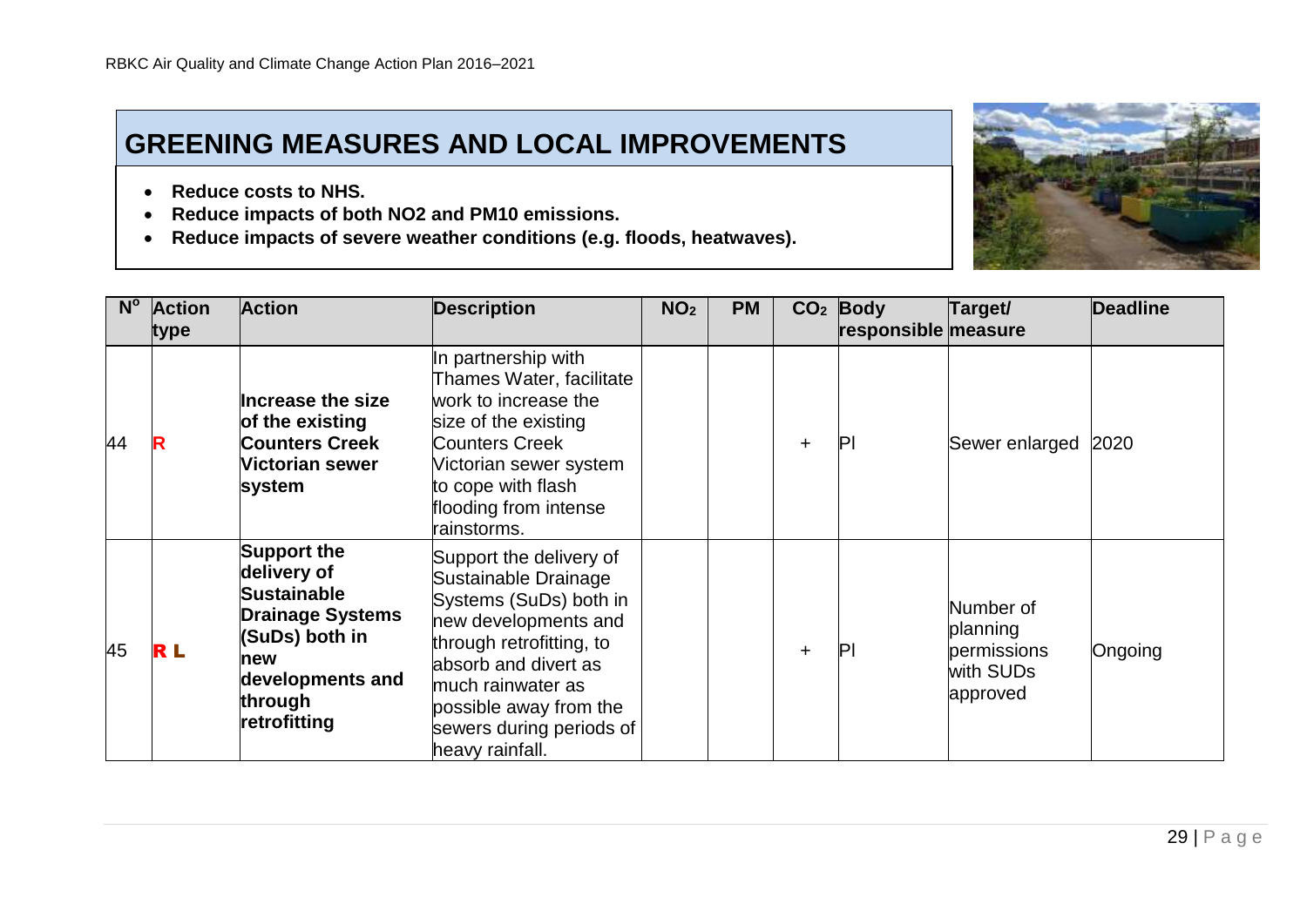# GREENING MEASURES AND LOCAL IMPROVEMENTS

- **Reduce costs to NHS.**
- **Reduce impacts of both NO2 and PM10 emissions.**
- **Reduce impacts of severe weather conditions (e.g. floods, heatwaves).**

| Nº | Action type | Action | Description | $NO_2$ | PM | $CO_2$ | Body responsible | Target/ measure | Deadline |
|---|---|---|---|---|---|---|---|---|---|
| 44 | R | **Increase the size of the existing Counters Creek Victorian sewer system** | In partnership with Thames Water, facilitate work to increase the size of the existing Counters Creek Victorian sewer system to cope with flash flooding from intense rainstorms. | | | + | Pl | Sewer enlarged | 2020 |
| 45 | R L | **Support the delivery of Sustainable Drainage Systems (SuDs) both in new developments and through retrofitting** | Support the delivery of Sustainable Drainage Systems (SuDs) both in new developments and through retrofitting, to absorb and divert as much rainwater as possible away from the sewers during periods of heavy rainfall. | | | + | Pl | Number of planning permissions with SUDs approved | Ongoing |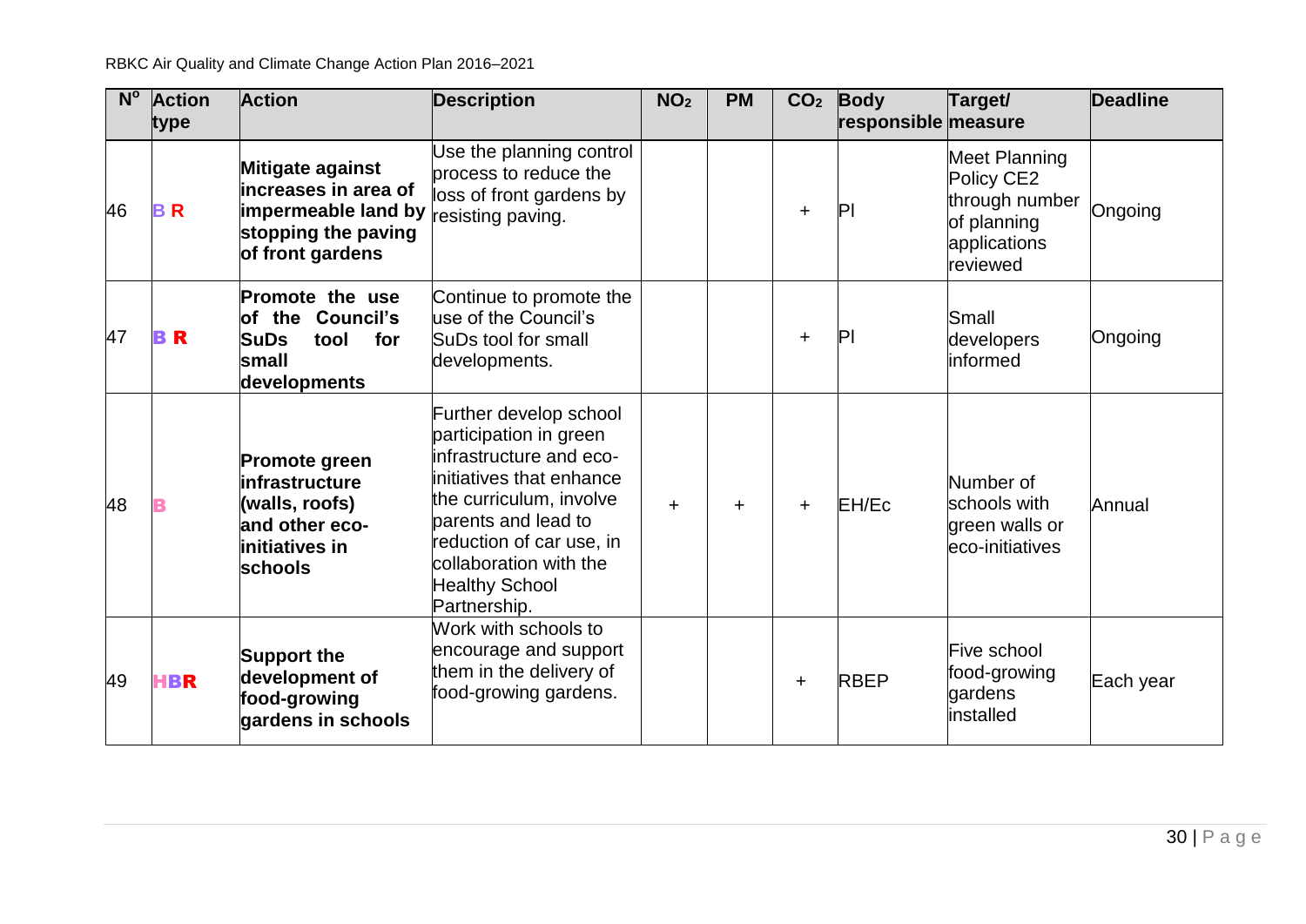| Nº | Action type | Action | Description | $NO_2$ | PM | $CO_2$ | Body responsible | Target/ measure | Deadline |
|---|---|---|---|---|---|---|---|---|---|
| 46 | B R | **Mitigate against increases in area of impermeable land by stopping the paving of front gardens** | Use the planning control process to reduce the loss of front gardens by resisting paving. | | | + | Pl | Meet Planning Policy CE2 through number of planning applications reviewed | Ongoing |
| 47 | B R | **Promote the use of the Council's SuDs tool for small developments** | Continue to promote the use of the Council's SuDs tool for small developments. | | | + | Pl | Small developers informed | Ongoing |
| 48 | B | **Promote green infrastructure (walls, roofs) and other eco-initiatives in schools** | Further develop school participation in green infrastructure and eco-initiatives that enhance the curriculum, involve parents and lead to reduction of car use, in collaboration with the Healthy School Partnership. | + | + | + | EH/Ec | Number of schools with green walls or eco-initiatives | Annual |
| 49 | HBR | **Support the development of food-growing gardens in schools** | Work with schools to encourage and support them in the delivery of food-growing gardens. | | | + | RBEP | Five school food-growing gardens installed | Each year |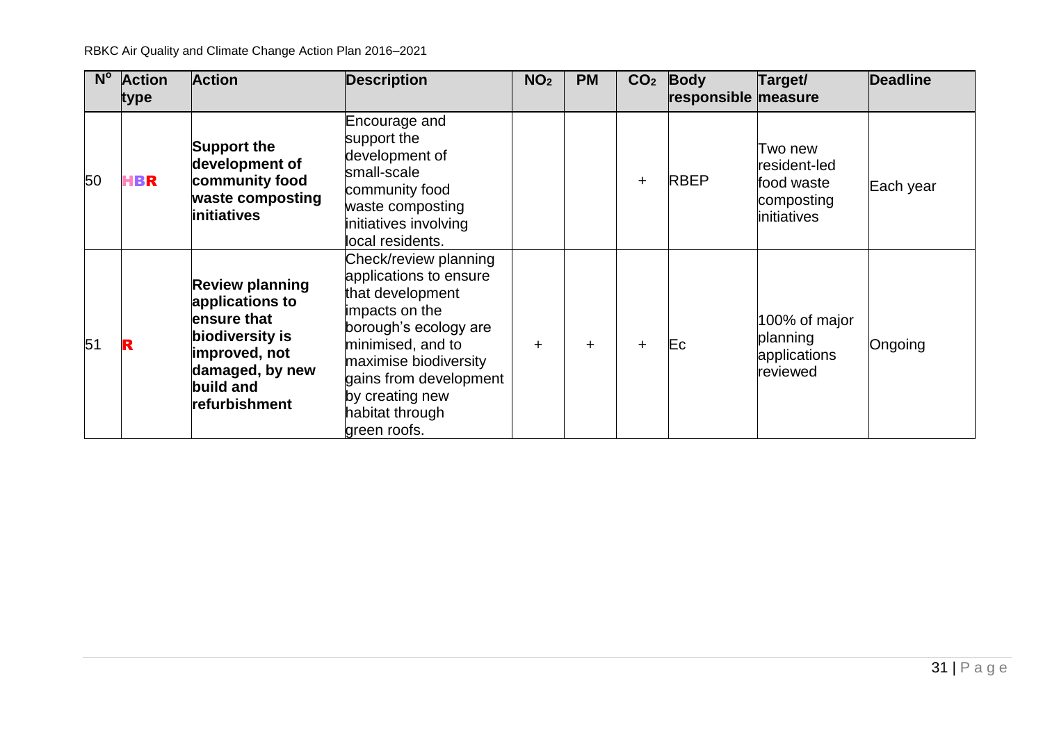| Nº | Action type | Action | Description | $NO_2$ | PM | $CO_2$ | Body responsible | Target/ measure | Deadline |
|---|---|---|---|---|---|---|---|---|---|
| 50 | HBR | **Support the development of community food waste composting initiatives** | Encourage and support the development of small-scale community food waste composting initiatives involving local residents. | | | + | RBEP | Two new resident-led food waste composting initiatives | Each year |
| 51 | R | **Review planning applications to ensure that biodiversity is improved, not damaged, by new build and refurbishment** | Check/review planning applications to ensure that development impacts on the borough's ecology are minimised, and to maximise biodiversity gains from development by creating new habitat through green roofs. | + | + | + | Ec | 100% of major planning applications reviewed | Ongoing |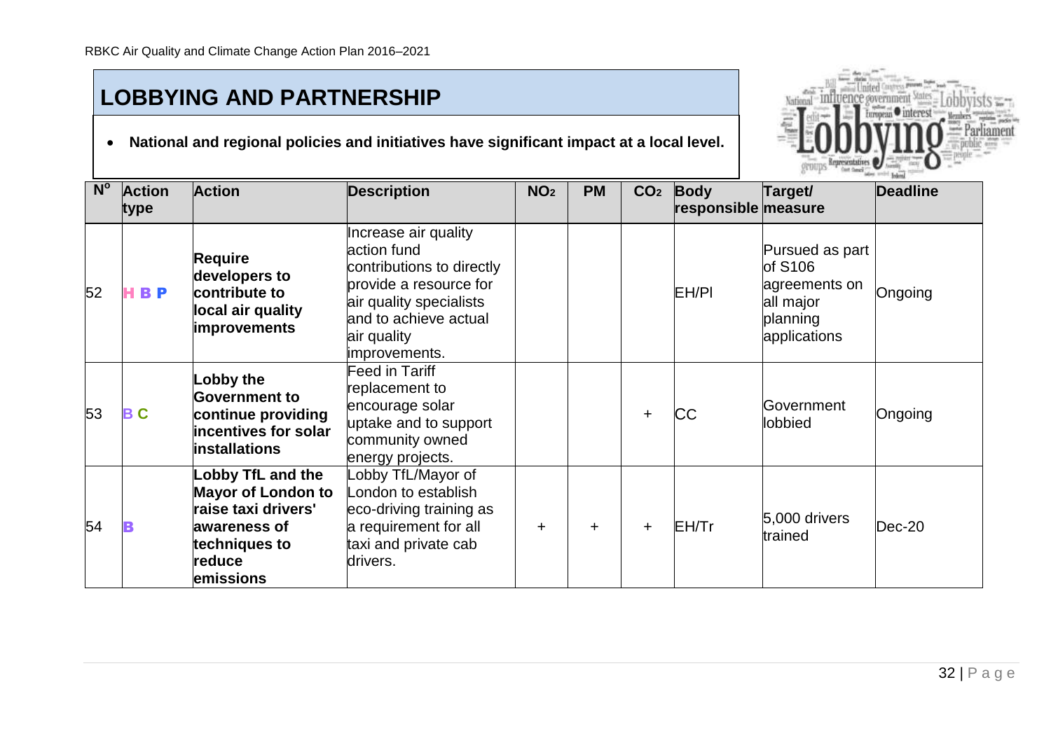# LOBBYING AND PARTNERSHIP

- **National and regional policies and initiatives have significant impact at a local level.**

| Nº | Action type | Action | Description | $NO_2$ | PM | $CO_2$ | Body responsible | Target/ measure | Deadline |
|---|---|---|---|---|---|---|---|---|---|
| 52 | H B P | **Require developers to contribute to local air quality improvements** | Increase air quality action fund contributions to directly provide a resource for air quality specialists and to achieve actual air quality improvements. | | | | EH/Pl | Pursued as part of S106 agreements on all major planning applications | Ongoing |
| 53 | B C | **Lobby the Government to continue providing incentives for solar installations** | Feed in Tariff replacement to encourage solar uptake and to support community owned energy projects. | | | + | CC | Government lobbied | Ongoing |
| 54 | B | **Lobby TfL and the Mayor of London to raise taxi drivers' awareness of techniques to reduce emissions** | Lobby TfL/Mayor of London to establish eco-driving training as a requirement for all taxi and private cab drivers. | + | + | + | EH/Tr | 5,000 drivers trained | Dec-20 |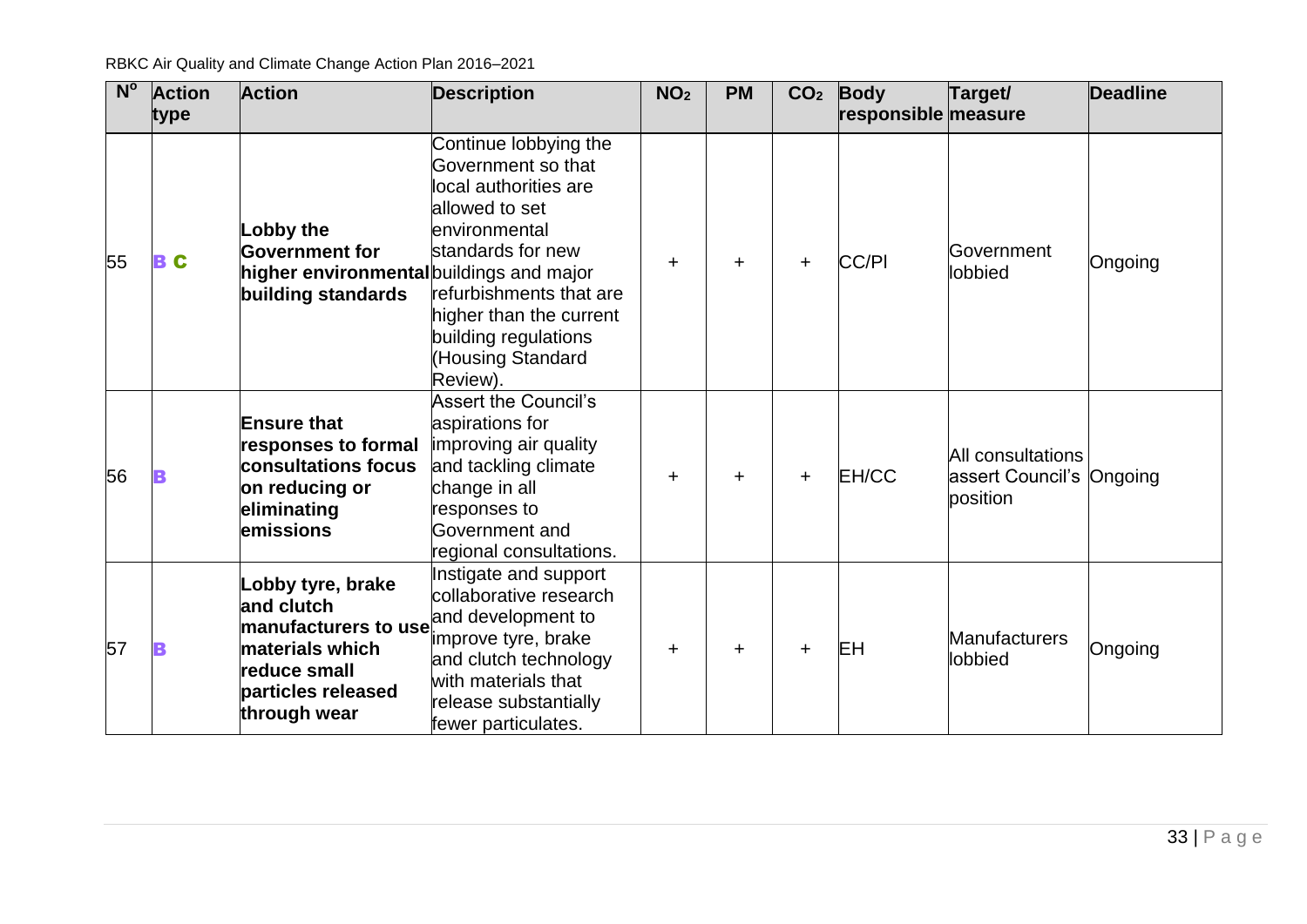| $N^o$ | Action type | Action | Description | $NO_2$ | PM | $CO_2$ | Body responsible | Target/ measure | Deadline |
|---|---|---|---|---|---|---|---|---|---|
| 55 | B C | **Lobby the Government for higher environmental building standards** | Continue lobbying the Government so that local authorities are allowed to set environmental standards for new buildings and major refurbishments that are higher than the current building regulations (Housing Standard Review). | + | + | + | CC/Pl | Government lobbied | Ongoing |
| 56 | B | **Ensure that responses to formal consultations focus on reducing or eliminating emissions** | Assert the Council's aspirations for improving air quality and tackling climate change in all responses to Government and regional consultations. | + | + | + | EH/CC | All consultations assert Council's position | Ongoing |
| 57 | B | **Lobby tyre, brake and clutch manufacturers to use materials which reduce small particles released through wear** | Instigate and support collaborative research and development to improve tyre, brake and clutch technology with materials that release substantially fewer particulates. | + | + | + | EH | Manufacturers lobbied | Ongoing |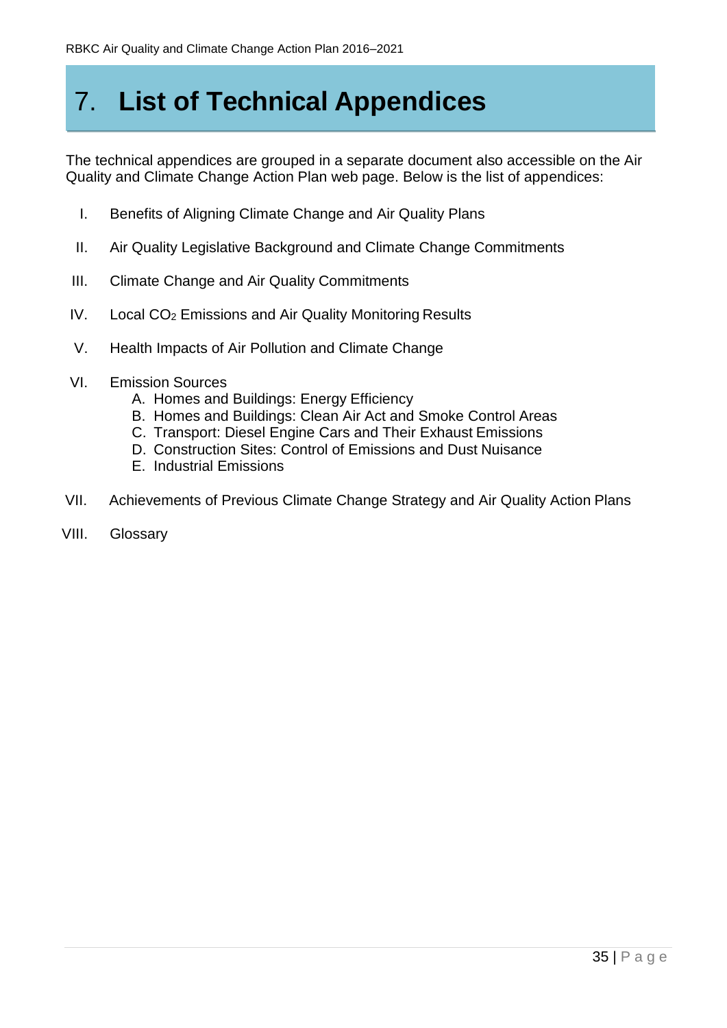# 7. List of Technical Appendices

The technical appendices are grouped in a separate document also accessible on the Air Quality and Climate Change Action Plan web page. Below is the list of appendices:

I. Benefits of Aligning Climate Change and Air Quality Plans

II. Air Quality Legislative Background and Climate Change Commitments

III. Climate Change and Air Quality Commitments

IV. Local $CO_2$ Emissions and Air Quality Monitoring Results

V. Health Impacts of Air Pollution and Climate Change

VI. Emission Sources
   A. Homes and Buildings: Energy Efficiency
   B. Homes and Buildings: Clean Air Act and Smoke Control Areas
   C. Transport: Diesel Engine Cars and Their Exhaust Emissions
   D. Construction Sites: Control of Emissions and Dust Nuisance
   E. Industrial Emissions

VII. Achievements of Previous Climate Change Strategy and Air Quality Action Plans

VIII. Glossary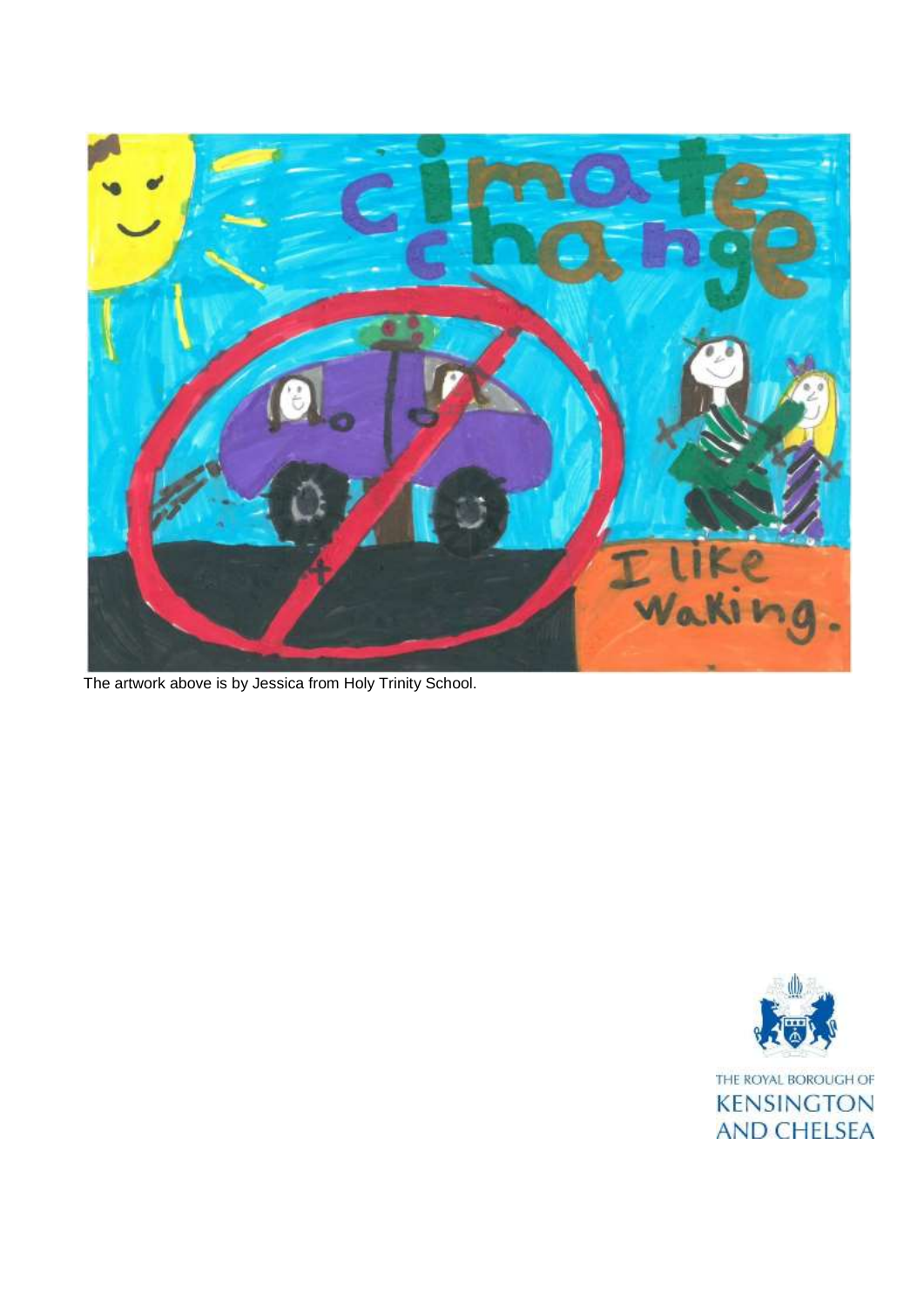The artwork above is by Jessica from Holy Trinity School.

THE ROYAL BOROUGH OF
KENSINGTON
AND CHELSEA